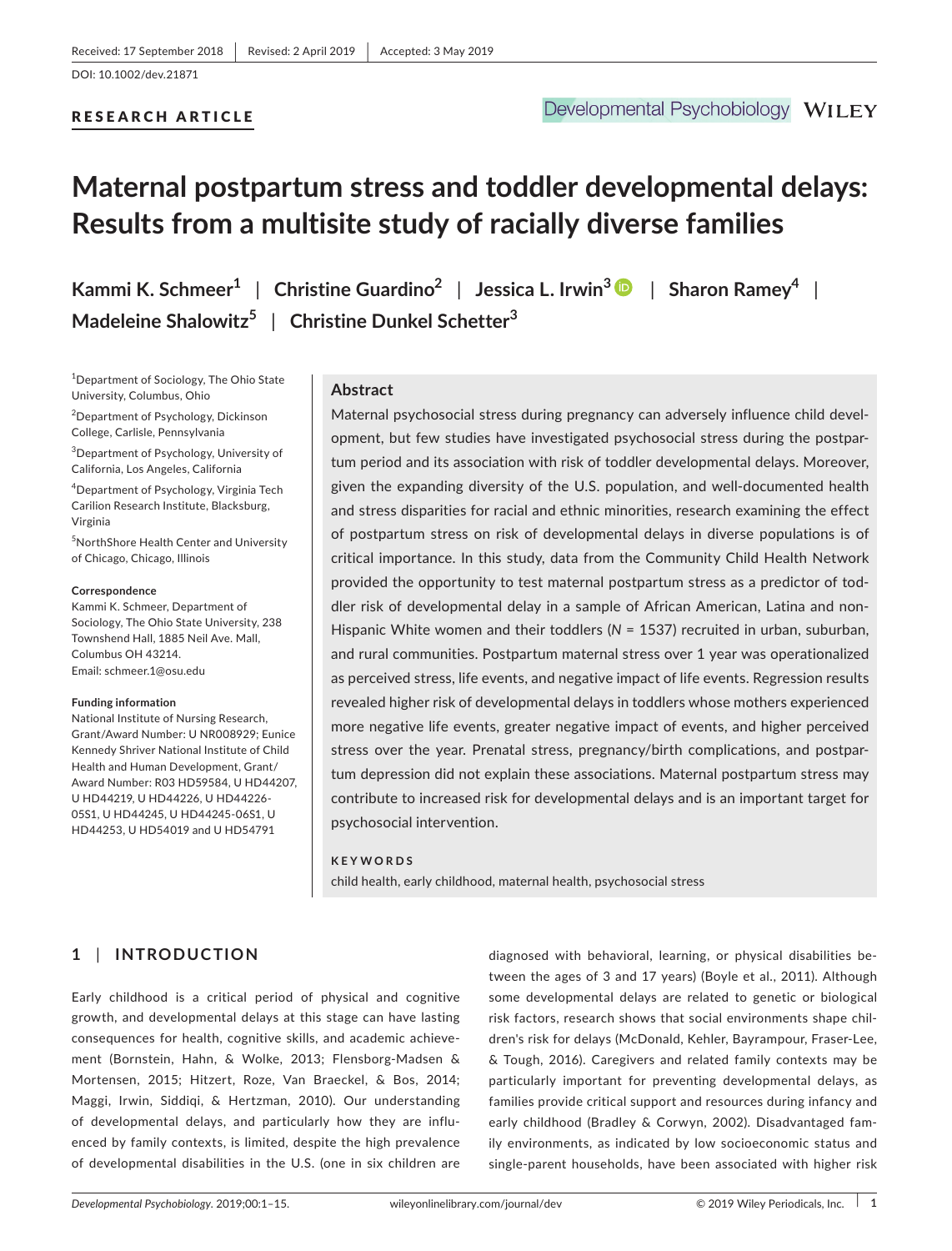Received: 17 September 2018 | Revised: 2 April 2019 | Accepted: 3 May 2019

DOI: 10.1002/dev.21871

RESEARCH ARTICLE

# Maternal postpartum stress and toddler developmental delays: Results from a multisite study of racially diverse families

**Kammi K. Schmeer[1] | Christine Guardino[2] | Jessica L. Irwin[3] | Sharon Ramey[4] | Madeleine Shalowitz[5] | Christine Dunkel Schetter[3]**

[1]Department of Sociology, The Ohio State University, Columbus, Ohio

[2]Department of Psychology, Dickinson College, Carlisle, Pennsylvania

[3]Department of Psychology, University of California, Los Angeles, California

[4]Department of Psychology, Virginia Tech Carilion Research Institute, Blacksburg, Virginia

[5]NorthShore Health Center and University of Chicago, Chicago, Illinois

**Correspondence**
Kammi K. Schmeer, Department of Sociology, The Ohio State University, 238 Townshend Hall, 1885 Neil Ave. Mall, Columbus OH 43214.
Email: schmeer.1@osu.edu

**Funding information**
National Institute of Nursing Research, Grant/Award Number: U NR008929; Eunice Kennedy Shriver National Institute of Child Health and Human Development, Grant/Award Number: R03 HD59584, U HD44207, U HD44219, U HD44226, U HD44226-05S1, U HD44245, U HD44245-06S1, U HD44253, U HD54019 and U HD54791

## Abstract

Maternal psychosocial stress during pregnancy can adversely influence child development, but few studies have investigated psychosocial stress during the postpartum period and its association with risk of toddler developmental delays. Moreover, given the expanding diversity of the U.S. population, and well-documented health and stress disparities for racial and ethnic minorities, research examining the effect of postpartum stress on risk of developmental delays in diverse populations is of critical importance. In this study, data from the Community Child Health Network provided the opportunity to test maternal postpartum stress as a predictor of toddler risk of developmental delay in a sample of African American, Latina and non-Hispanic White women and their toddlers (*N* = 1537) recruited in urban, suburban, and rural communities. Postpartum maternal stress over 1 year was operationalized as perceived stress, life events, and negative impact of life events. Regression results revealed higher risk of developmental delays in toddlers whose mothers experienced more negative life events, greater negative impact of events, and higher perceived stress over the year. Prenatal stress, pregnancy/birth complications, and postpartum depression did not explain these associations. Maternal postpartum stress may contribute to increased risk for developmental delays and is an important target for psychosocial intervention.

**KEYWORDS**

child health, early childhood, maternal health, psychosocial stress

## 1 | INTRODUCTION

Early childhood is a critical period of physical and cognitive growth, and developmental delays at this stage can have lasting consequences for health, cognitive skills, and academic achievement (Bornstein, Hahn, & Wolke, 2013; Flensborg-Madsen & Mortensen, 2015; Hitzert, Roze, Van Braeckel, & Bos, 2014; Maggi, Irwin, Siddiqi, & Hertzman, 2010). Our understanding of developmental delays, and particularly how they are influenced by family contexts, is limited, despite the high prevalence of developmental disabilities in the U.S. (one in six children are diagnosed with behavioral, learning, or physical disabilities between the ages of 3 and 17 years) (Boyle et al., 2011). Although some developmental delays are related to genetic or biological risk factors, research shows that social environments shape children's risk for delays (McDonald, Kehler, Bayrampour, Fraser-Lee, & Tough, 2016). Caregivers and related family contexts may be particularly important for preventing developmental delays, as families provide critical support and resources during infancy and early childhood (Bradley & Corwyn, 2002). Disadvantaged family environments, as indicated by low socioeconomic status and single-parent households, have been associated with higher risk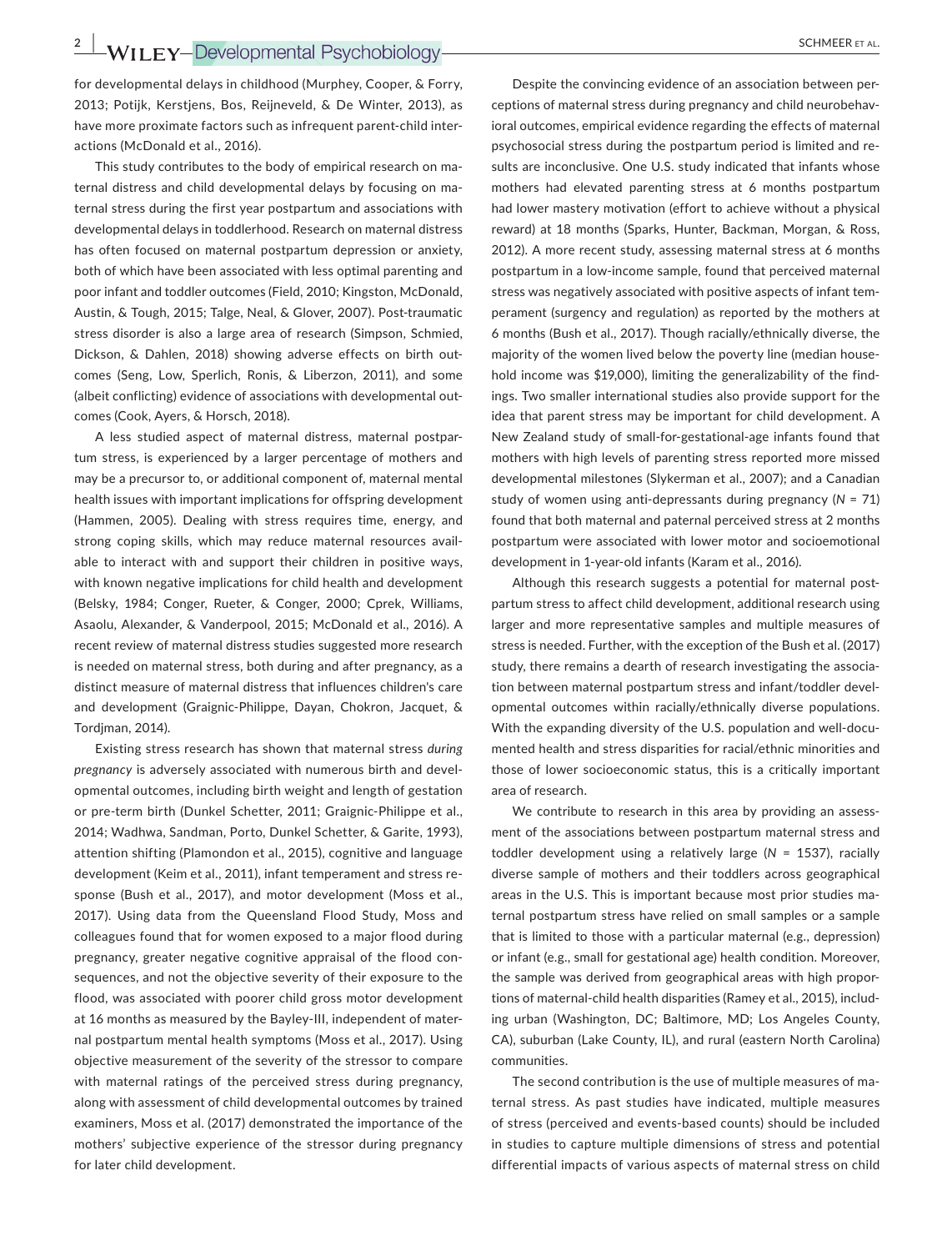for developmental delays in childhood (Murphey, Cooper, & Forry, 2013; Potijk, Kerstjens, Bos, Reijneveld, & De Winter, 2013), as have more proximate factors such as infrequent parent-child interactions (McDonald et al., 2016).

This study contributes to the body of empirical research on maternal distress and child developmental delays by focusing on maternal stress during the first year postpartum and associations with developmental delays in toddlerhood. Research on maternal distress has often focused on maternal postpartum depression or anxiety, both of which have been associated with less optimal parenting and poor infant and toddler outcomes (Field, 2010; Kingston, McDonald, Austin, & Tough, 2015; Talge, Neal, & Glover, 2007). Post-traumatic stress disorder is also a large area of research (Simpson, Schmied, Dickson, & Dahlen, 2018) showing adverse effects on birth outcomes (Seng, Low, Sperlich, Ronis, & Liberzon, 2011), and some (albeit conflicting) evidence of associations with developmental outcomes (Cook, Ayers, & Horsch, 2018).

A less studied aspect of maternal distress, maternal postpartum stress, is experienced by a larger percentage of mothers and may be a precursor to, or additional component of, maternal mental health issues with important implications for offspring development (Hammen, 2005). Dealing with stress requires time, energy, and strong coping skills, which may reduce maternal resources available to interact with and support their children in positive ways, with known negative implications for child health and development (Belsky, 1984; Conger, Rueter, & Conger, 2000; Cprek, Williams, Asaolu, Alexander, & Vanderpool, 2015; McDonald et al., 2016). A recent review of maternal distress studies suggested more research is needed on maternal stress, both during and after pregnancy, as a distinct measure of maternal distress that influences children's care and development (Graignic-Philippe, Dayan, Chokron, Jacquet, & Tordjman, 2014).

Existing stress research has shown that maternal stress *during pregnancy* is adversely associated with numerous birth and developmental outcomes, including birth weight and length of gestation or pre-term birth (Dunkel Schetter, 2011; Graignic-Philippe et al., 2014; Wadhwa, Sandman, Porto, Dunkel Schetter, & Garite, 1993), attention shifting (Plamondon et al., 2015), cognitive and language development (Keim et al., 2011), infant temperament and stress response (Bush et al., 2017), and motor development (Moss et al., 2017). Using data from the Queensland Flood Study, Moss and colleagues found that for women exposed to a major flood during pregnancy, greater negative cognitive appraisal of the flood consequences, and not the objective severity of their exposure to the flood, was associated with poorer child gross motor development at 16 months as measured by the Bayley-III, independent of maternal postpartum mental health symptoms (Moss et al., 2017). Using objective measurement of the severity of the stressor to compare with maternal ratings of the perceived stress during pregnancy, along with assessment of child developmental outcomes by trained examiners, Moss et al. (2017) demonstrated the importance of the mothers' subjective experience of the stressor during pregnancy for later child development.

Despite the convincing evidence of an association between perceptions of maternal stress during pregnancy and child neurobehavioral outcomes, empirical evidence regarding the effects of maternal psychosocial stress during the postpartum period is limited and results are inconclusive. One U.S. study indicated that infants whose mothers had elevated parenting stress at 6 months postpartum had lower mastery motivation (effort to achieve without a physical reward) at 18 months (Sparks, Hunter, Backman, Morgan, & Ross, 2012). A more recent study, assessing maternal stress at 6 months postpartum in a low-income sample, found that perceived maternal stress was negatively associated with positive aspects of infant temperament (surgency and regulation) as reported by the mothers at 6 months (Bush et al., 2017). Though racially/ethnically diverse, the majority of the women lived below the poverty line (median household income was $19,000), limiting the generalizability of the findings. Two smaller international studies also provide support for the idea that parent stress may be important for child development. A New Zealand study of small-for-gestational-age infants found that mothers with high levels of parenting stress reported more missed developmental milestones (Slykerman et al., 2007); and a Canadian study of women using anti-depressants during pregnancy ($N$ = 71) found that both maternal and paternal perceived stress at 2 months postpartum were associated with lower motor and socioemotional development in 1-year-old infants (Karam et al., 2016).

Although this research suggests a potential for maternal postpartum stress to affect child development, additional research using larger and more representative samples and multiple measures of stress is needed. Further, with the exception of the Bush et al. (2017) study, there remains a dearth of research investigating the association between maternal postpartum stress and infant/toddler developmental outcomes within racially/ethnically diverse populations. With the expanding diversity of the U.S. population and well-documented health and stress disparities for racial/ethnic minorities and those of lower socioeconomic status, this is a critically important area of research.

We contribute to research in this area by providing an assessment of the associations between postpartum maternal stress and toddler development using a relatively large ($N$ = 1537), racially diverse sample of mothers and their toddlers across geographical areas in the U.S. This is important because most prior studies maternal postpartum stress have relied on small samples or a sample that is limited to those with a particular maternal (e.g., depression) or infant (e.g., small for gestational age) health condition. Moreover, the sample was derived from geographical areas with high proportions of maternal-child health disparities (Ramey et al., 2015), including urban (Washington, DC; Baltimore, MD; Los Angeles County, CA), suburban (Lake County, IL), and rural (eastern North Carolina) communities.

The second contribution is the use of multiple measures of maternal stress. As past studies have indicated, multiple measures of stress (perceived and events-based counts) should be included in studies to capture multiple dimensions of stress and potential differential impacts of various aspects of maternal stress on child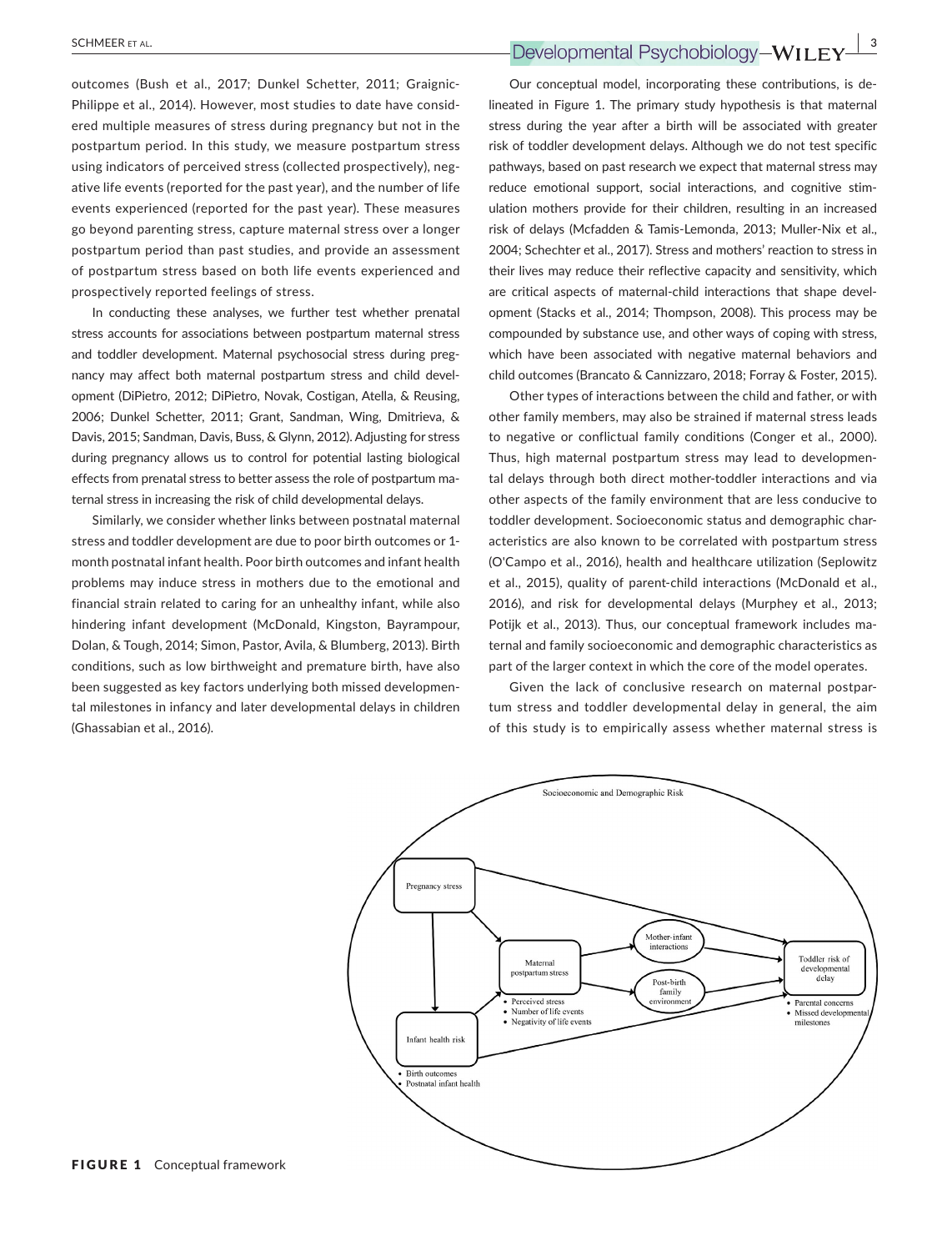outcomes (Bush et al., 2017; Dunkel Schetter, 2011; Graignic-Philippe et al., 2014). However, most studies to date have considered multiple measures of stress during pregnancy but not in the postpartum period. In this study, we measure postpartum stress using indicators of perceived stress (collected prospectively), negative life events (reported for the past year), and the number of life events experienced (reported for the past year). These measures go beyond parenting stress, capture maternal stress over a longer postpartum period than past studies, and provide an assessment of postpartum stress based on both life events experienced and prospectively reported feelings of stress.

In conducting these analyses, we further test whether prenatal stress accounts for associations between postpartum maternal stress and toddler development. Maternal psychosocial stress during pregnancy may affect both maternal postpartum stress and child development (DiPietro, 2012; DiPietro, Novak, Costigan, Atella, & Reusing, 2006; Dunkel Schetter, 2011; Grant, Sandman, Wing, Dmitrieva, & Davis, 2015; Sandman, Davis, Buss, & Glynn, 2012). Adjusting for stress during pregnancy allows us to control for potential lasting biological effects from prenatal stress to better assess the role of postpartum maternal stress in increasing the risk of child developmental delays.

Similarly, we consider whether links between postnatal maternal stress and toddler development are due to poor birth outcomes or 1-month postnatal infant health. Poor birth outcomes and infant health problems may induce stress in mothers due to the emotional and financial strain related to caring for an unhealthy infant, while also hindering infant development (McDonald, Kingston, Bayrampour, Dolan, & Tough, 2014; Simon, Pastor, Avila, & Blumberg, 2013). Birth conditions, such as low birthweight and premature birth, have also been suggested as key factors underlying both missed developmental milestones in infancy and later developmental delays in children (Ghassabian et al., 2016).

Our conceptual model, incorporating these contributions, is delineated in Figure 1. The primary study hypothesis is that maternal stress during the year after a birth will be associated with greater risk of toddler development delays. Although we do not test specific pathways, based on past research we expect that maternal stress may reduce emotional support, social interactions, and cognitive stimulation mothers provide for their children, resulting in an increased risk of delays (Mcfadden & Tamis-Lemonda, 2013; Muller-Nix et al., 2004; Schechter et al., 2017). Stress and mothers' reaction to stress in their lives may reduce their reflective capacity and sensitivity, which are critical aspects of maternal-child interactions that shape development (Stacks et al., 2014; Thompson, 2008). This process may be compounded by substance use, and other ways of coping with stress, which have been associated with negative maternal behaviors and child outcomes (Brancato & Cannizzaro, 2018; Forray & Foster, 2015).

Other types of interactions between the child and father, or with other family members, may also be strained if maternal stress leads to negative or conflictual family conditions (Conger et al., 2000). Thus, high maternal postpartum stress may lead to developmental delays through both direct mother-toddler interactions and via other aspects of the family environment that are less conducive to toddler development. Socioeconomic status and demographic characteristics are also known to be correlated with postpartum stress (O'Campo et al., 2016), health and healthcare utilization (Seplowitz et al., 2015), quality of parent-child interactions (McDonald et al., 2016), and risk for developmental delays (Murphey et al., 2013; Potijk et al., 2013). Thus, our conceptual framework includes maternal and family socioeconomic and demographic characteristics as part of the larger context in which the core of the model operates.

Given the lack of conclusive research on maternal postpartum stress and toddler developmental delay in general, the aim of this study is to empirically assess whether maternal stress is

**FIGURE 1** Conceptual framework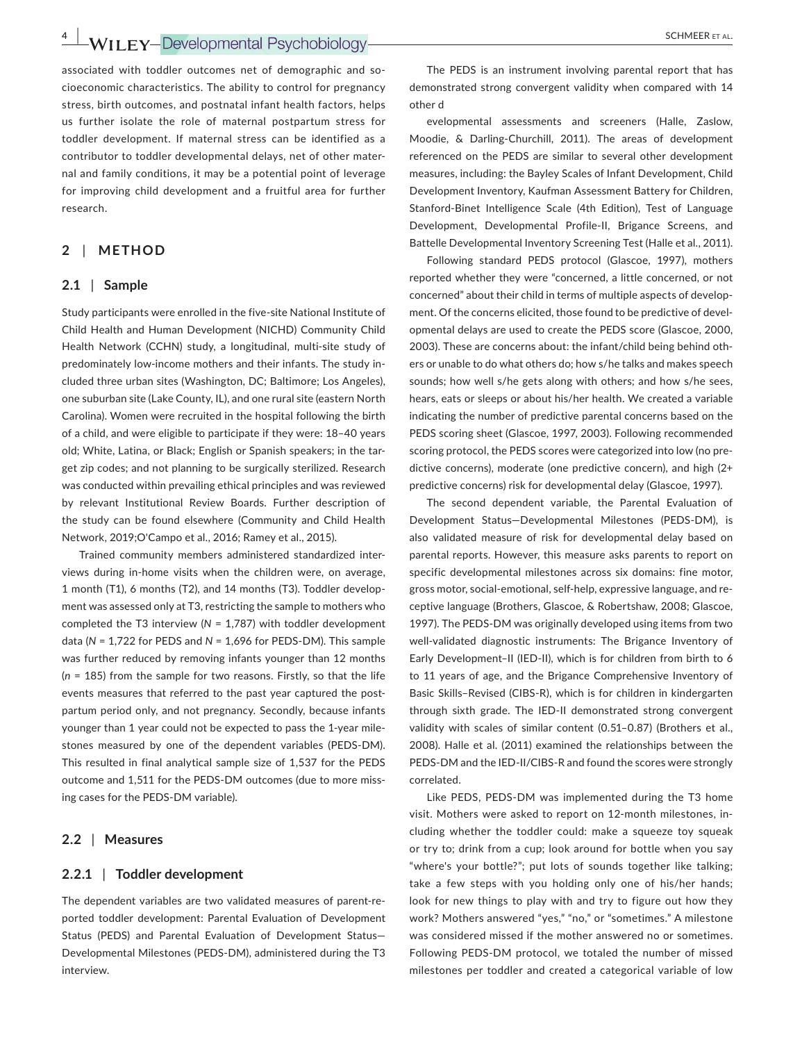associated with toddler outcomes net of demographic and socioeconomic characteristics. The ability to control for pregnancy stress, birth outcomes, and postnatal infant health factors, helps us further isolate the role of maternal postpartum stress for toddler development. If maternal stress can be identified as a contributor to toddler developmental delays, net of other maternal and family conditions, it may be a potential point of leverage for improving child development and a fruitful area for further research.

## 2 | METHOD

### 2.1 | Sample

Study participants were enrolled in the five-site National Institute of Child Health and Human Development (NICHD) Community Child Health Network (CCHN) study, a longitudinal, multi-site study of predominately low-income mothers and their infants. The study included three urban sites (Washington, DC; Baltimore; Los Angeles), one suburban site (Lake County, IL), and one rural site (eastern North Carolina). Women were recruited in the hospital following the birth of a child, and were eligible to participate if they were: 18–40 years old; White, Latina, or Black; English or Spanish speakers; in the target zip codes; and not planning to be surgically sterilized. Research was conducted within prevailing ethical principles and was reviewed by relevant Institutional Review Boards. Further description of the study can be found elsewhere (Community and Child Health Network, 2019;O'Campo et al., 2016; Ramey et al., 2015).

Trained community members administered standardized interviews during in-home visits when the children were, on average, 1 month (T1), 6 months (T2), and 14 months (T3). Toddler development was assessed only at T3, restricting the sample to mothers who completed the T3 interview ($N$ = 1,787) with toddler development data ($N$ = 1,722 for PEDS and $N$ = 1,696 for PEDS-DM). This sample was further reduced by removing infants younger than 12 months ($n$ = 185) from the sample for two reasons. Firstly, so that the life events measures that referred to the past year captured the postpartum period only, and not pregnancy. Secondly, because infants younger than 1 year could not be expected to pass the 1-year milestones measured by one of the dependent variables (PEDS-DM). This resulted in final analytical sample size of 1,537 for the PEDS outcome and 1,511 for the PEDS-DM outcomes (due to more missing cases for the PEDS-DM variable).

### 2.2 | Measures

#### 2.2.1 | Toddler development

The dependent variables are two validated measures of parent-reported toddler development: Parental Evaluation of Development Status (PEDS) and Parental Evaluation of Development Status—Developmental Milestones (PEDS-DM), administered during the T3 interview.

The PEDS is an instrument involving parental report that has demonstrated strong convergent validity when compared with 14 other d

evelopmental assessments and screeners (Halle, Zaslow, Moodie, & Darling-Churchill, 2011). The areas of development referenced on the PEDS are similar to several other development measures, including: the Bayley Scales of Infant Development, Child Development Inventory, Kaufman Assessment Battery for Children, Stanford-Binet Intelligence Scale (4th Edition), Test of Language Development, Developmental Profile-II, Brigance Screens, and Battelle Developmental Inventory Screening Test (Halle et al., 2011).

Following standard PEDS protocol (Glascoe, 1997), mothers reported whether they were "concerned, a little concerned, or not concerned" about their child in terms of multiple aspects of development. Of the concerns elicited, those found to be predictive of developmental delays are used to create the PEDS score (Glascoe, 2000, 2003). These are concerns about: the infant/child being behind others or unable to do what others do; how s/he talks and makes speech sounds; how well s/he gets along with others; and how s/he sees, hears, eats or sleeps or about his/her health. We created a variable indicating the number of predictive parental concerns based on the PEDS scoring sheet (Glascoe, 1997, 2003). Following recommended scoring protocol, the PEDS scores were categorized into low (no predictive concerns), moderate (one predictive concern), and high (2+ predictive concerns) risk for developmental delay (Glascoe, 1997).

The second dependent variable, the Parental Evaluation of Development Status—Developmental Milestones (PEDS-DM), is also validated measure of risk for developmental delay based on parental reports. However, this measure asks parents to report on specific developmental milestones across six domains: fine motor, gross motor, social-emotional, self-help, expressive language, and receptive language (Brothers, Glascoe, & Robertshaw, 2008; Glascoe, 1997). The PEDS-DM was originally developed using items from two well-validated diagnostic instruments: The Brigance Inventory of Early Development–II (IED-II), which is for children from birth to 6 to 11 years of age, and the Brigance Comprehensive Inventory of Basic Skills–Revised (CIBS-R), which is for children in kindergarten through sixth grade. The IED-II demonstrated strong convergent validity with scales of similar content (0.51–0.87) (Brothers et al., 2008). Halle et al. (2011) examined the relationships between the PEDS-DM and the IED-II/CIBS-R and found the scores were strongly correlated.

Like PEDS, PEDS-DM was implemented during the T3 home visit. Mothers were asked to report on 12-month milestones, including whether the toddler could: make a squeeze toy squeak or try to; drink from a cup; look around for bottle when you say "where's your bottle?"; put lots of sounds together like talking; take a few steps with you holding only one of his/her hands; look for new things to play with and try to figure out how they work? Mothers answered "yes," "no," or "sometimes." A milestone was considered missed if the mother answered no or sometimes. Following PEDS-DM protocol, we totaled the number of missed milestones per toddler and created a categorical variable of low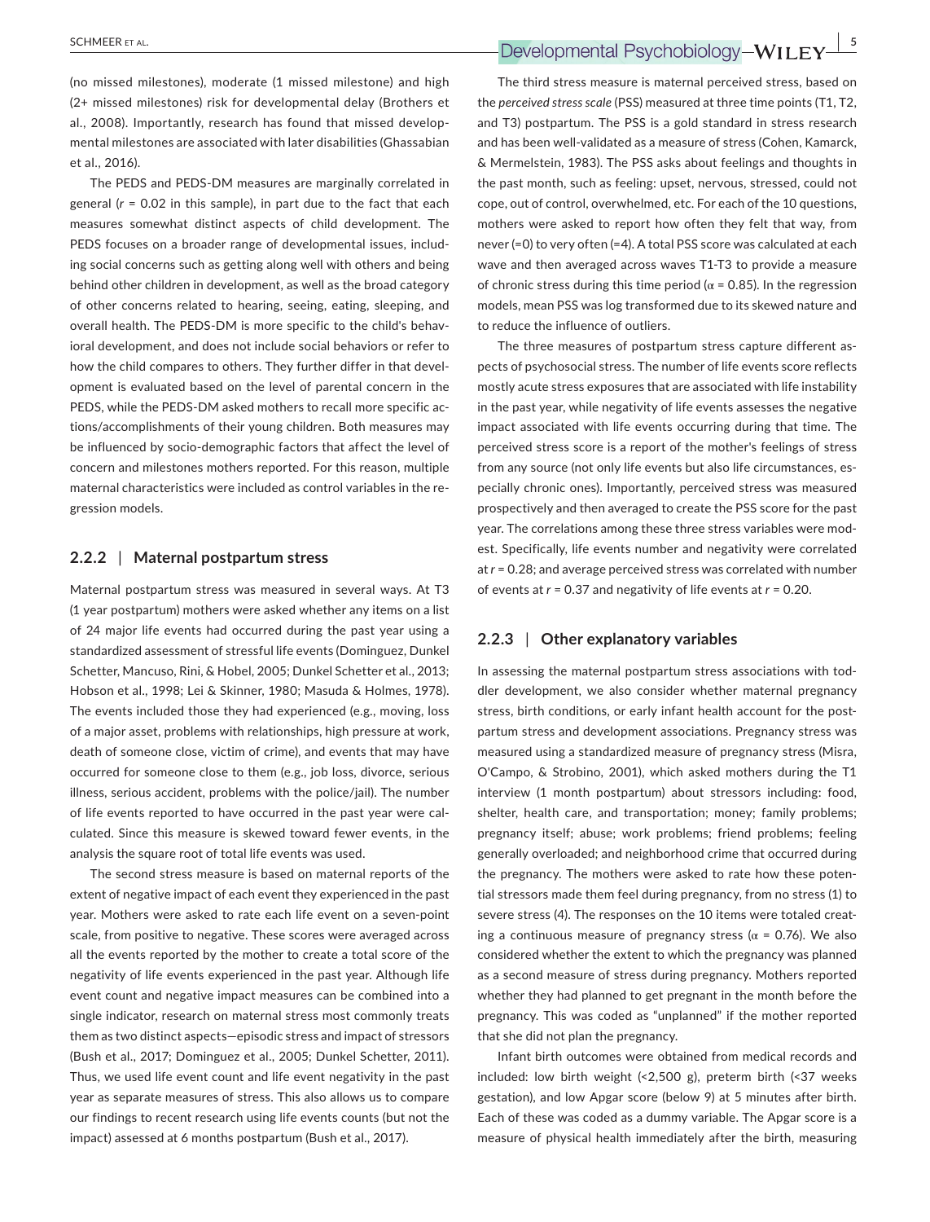(no missed milestones), moderate (1 missed milestone) and high (2+ missed milestones) risk for developmental delay (Brothers et al., 2008). Importantly, research has found that missed developmental milestones are associated with later disabilities (Ghassabian et al., 2016).

The PEDS and PEDS-DM measures are marginally correlated in general ($r$ = 0.02 in this sample), in part due to the fact that each measures somewhat distinct aspects of child development. The PEDS focuses on a broader range of developmental issues, including social concerns such as getting along well with others and being behind other children in development, as well as the broad category of other concerns related to hearing, seeing, eating, sleeping, and overall health. The PEDS-DM is more specific to the child's behavioral development, and does not include social behaviors or refer to how the child compares to others. They further differ in that development is evaluated based on the level of parental concern in the PEDS, while the PEDS-DM asked mothers to recall more specific actions/accomplishments of their young children. Both measures may be influenced by socio-demographic factors that affect the level of concern and milestones mothers reported. For this reason, multiple maternal characteristics were included as control variables in the regression models.

### 2.2.2 | Maternal postpartum stress

Maternal postpartum stress was measured in several ways. At T3 (1 year postpartum) mothers were asked whether any items on a list of 24 major life events had occurred during the past year using a standardized assessment of stressful life events (Dominguez, Dunkel Schetter, Mancuso, Rini, & Hobel, 2005; Dunkel Schetter et al., 2013; Hobson et al., 1998; Lei & Skinner, 1980; Masuda & Holmes, 1978). The events included those they had experienced (e.g., moving, loss of a major asset, problems with relationships, high pressure at work, death of someone close, victim of crime), and events that may have occurred for someone close to them (e.g., job loss, divorce, serious illness, serious accident, problems with the police/jail). The number of life events reported to have occurred in the past year were calculated. Since this measure is skewed toward fewer events, in the analysis the square root of total life events was used.

The second stress measure is based on maternal reports of the extent of negative impact of each event they experienced in the past year. Mothers were asked to rate each life event on a seven-point scale, from positive to negative. These scores were averaged across all the events reported by the mother to create a total score of the negativity of life events experienced in the past year. Although life event count and negative impact measures can be combined into a single indicator, research on maternal stress most commonly treats them as two distinct aspects—episodic stress and impact of stressors (Bush et al., 2017; Dominguez et al., 2005; Dunkel Schetter, 2011). Thus, we used life event count and life event negativity in the past year as separate measures of stress. This also allows us to compare our findings to recent research using life events counts (but not the impact) assessed at 6 months postpartum (Bush et al., 2017).

The third stress measure is maternal perceived stress, based on the *perceived stress scale* (PSS) measured at three time points (T1, T2, and T3) postpartum. The PSS is a gold standard in stress research and has been well-validated as a measure of stress (Cohen, Kamarck, & Mermelstein, 1983). The PSS asks about feelings and thoughts in the past month, such as feeling: upset, nervous, stressed, could not cope, out of control, overwhelmed, etc. For each of the 10 questions, mothers were asked to report how often they felt that way, from never (=0) to very often (=4). A total PSS score was calculated at each wave and then averaged across waves T1-T3 to provide a measure of chronic stress during this time period ($\alpha$ = 0.85). In the regression models, mean PSS was log transformed due to its skewed nature and to reduce the influence of outliers.

The three measures of postpartum stress capture different aspects of psychosocial stress. The number of life events score reflects mostly acute stress exposures that are associated with life instability in the past year, while negativity of life events assesses the negative impact associated with life events occurring during that time. The perceived stress score is a report of the mother's feelings of stress from any source (not only life events but also life circumstances, especially chronic ones). Importantly, perceived stress was measured prospectively and then averaged to create the PSS score for the past year. The correlations among these three stress variables were modest. Specifically, life events number and negativity were correlated at $r$ = 0.28; and average perceived stress was correlated with number of events at $r$ = 0.37 and negativity of life events at $r$ = 0.20.

### 2.2.3 | Other explanatory variables

In assessing the maternal postpartum stress associations with toddler development, we also consider whether maternal pregnancy stress, birth conditions, or early infant health account for the postpartum stress and development associations. Pregnancy stress was measured using a standardized measure of pregnancy stress (Misra, O'Campo, & Strobino, 2001), which asked mothers during the T1 interview (1 month postpartum) about stressors including: food, shelter, health care, and transportation; money; family problems; pregnancy itself; abuse; work problems; friend problems; feeling generally overloaded; and neighborhood crime that occurred during the pregnancy. The mothers were asked to rate how these potential stressors made them feel during pregnancy, from no stress (1) to severe stress (4). The responses on the 10 items were totaled creating a continuous measure of pregnancy stress ($\alpha$ = 0.76). We also considered whether the extent to which the pregnancy was planned as a second measure of stress during pregnancy. Mothers reported whether they had planned to get pregnant in the month before the pregnancy. This was coded as "unplanned" if the mother reported that she did not plan the pregnancy.

Infant birth outcomes were obtained from medical records and included: low birth weight (<2,500 g), preterm birth (<37 weeks gestation), and low Apgar score (below 9) at 5 minutes after birth. Each of these was coded as a dummy variable. The Apgar score is a measure of physical health immediately after the birth, measuring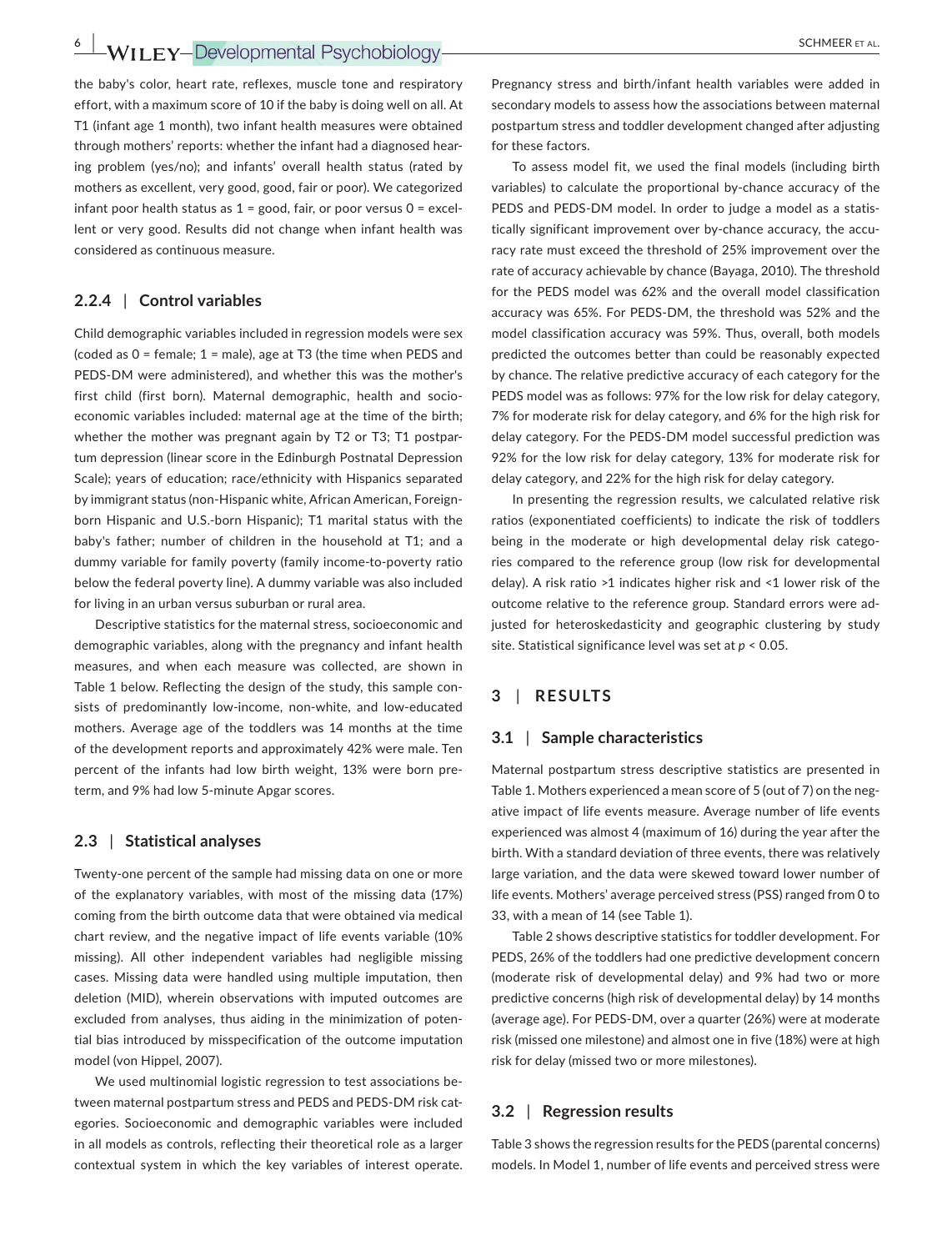the baby's color, heart rate, reflexes, muscle tone and respiratory effort, with a maximum score of 10 if the baby is doing well on all. At T1 (infant age 1 month), two infant health measures were obtained through mothers' reports: whether the infant had a diagnosed hearing problem (yes/no); and infants' overall health status (rated by mothers as excellent, very good, good, fair or poor). We categorized infant poor health status as 1 = good, fair, or poor versus 0 = excellent or very good. Results did not change when infant health was considered as continuous measure.

### 2.2.4 | Control variables

Child demographic variables included in regression models were sex (coded as 0 = female; 1 = male), age at T3 (the time when PEDS and PEDS-DM were administered), and whether this was the mother's first child (first born). Maternal demographic, health and socioeconomic variables included: maternal age at the time of the birth; whether the mother was pregnant again by T2 or T3; T1 postpartum depression (linear score in the Edinburgh Postnatal Depression Scale); years of education; race/ethnicity with Hispanics separated by immigrant status (non-Hispanic white, African American, Foreign-born Hispanic and U.S.-born Hispanic); T1 marital status with the baby's father; number of children in the household at T1; and a dummy variable for family poverty (family income-to-poverty ratio below the federal poverty line). A dummy variable was also included for living in an urban versus suburban or rural area.

Descriptive statistics for the maternal stress, socioeconomic and demographic variables, along with the pregnancy and infant health measures, and when each measure was collected, are shown in Table 1 below. Reflecting the design of the study, this sample consists of predominantly low-income, non-white, and low-educated mothers. Average age of the toddlers was 14 months at the time of the development reports and approximately 42% were male. Ten percent of the infants had low birth weight, 13% were born preterm, and 9% had low 5-minute Apgar scores.

## 2.3 | Statistical analyses

Twenty-one percent of the sample had missing data on one or more of the explanatory variables, with most of the missing data (17%) coming from the birth outcome data that were obtained via medical chart review, and the negative impact of life events variable (10% missing). All other independent variables had negligible missing cases. Missing data were handled using multiple imputation, then deletion (MID), wherein observations with imputed outcomes are excluded from analyses, thus aiding in the minimization of potential bias introduced by misspecification of the outcome imputation model (von Hippel, 2007).

We used multinomial logistic regression to test associations between maternal postpartum stress and PEDS and PEDS-DM risk categories. Socioeconomic and demographic variables were included in all models as controls, reflecting their theoretical role as a larger contextual system in which the key variables of interest operate. Pregnancy stress and birth/infant health variables were added in secondary models to assess how the associations between maternal postpartum stress and toddler development changed after adjusting for these factors.

To assess model fit, we used the final models (including birth variables) to calculate the proportional by-chance accuracy of the PEDS and PEDS-DM model. In order to judge a model as a statistically significant improvement over by-chance accuracy, the accuracy rate must exceed the threshold of 25% improvement over the rate of accuracy achievable by chance (Bayaga, 2010). The threshold for the PEDS model was 62% and the overall model classification accuracy was 65%. For PEDS-DM, the threshold was 52% and the model classification accuracy was 59%. Thus, overall, both models predicted the outcomes better than could be reasonably expected by chance. The relative predictive accuracy of each category for the PEDS model was as follows: 97% for the low risk for delay category, 7% for moderate risk for delay category, and 6% for the high risk for delay category. For the PEDS-DM model successful prediction was 92% for the low risk for delay category, 13% for moderate risk for delay category, and 22% for the high risk for delay category.

In presenting the regression results, we calculated relative risk ratios (exponentiated coefficients) to indicate the risk of toddlers being in the moderate or high developmental delay risk categories compared to the reference group (low risk for developmental delay). A risk ratio >1 indicates higher risk and <1 lower risk of the outcome relative to the reference group. Standard errors were adjusted for heteroskedasticity and geographic clustering by study site. Statistical significance level was set at $p < 0.05$.

# 3 | RESULTS

## 3.1 | Sample characteristics

Maternal postpartum stress descriptive statistics are presented in Table 1. Mothers experienced a mean score of 5 (out of 7) on the negative impact of life events measure. Average number of life events experienced was almost 4 (maximum of 16) during the year after the birth. With a standard deviation of three events, there was relatively large variation, and the data were skewed toward lower number of life events. Mothers' average perceived stress (PSS) ranged from 0 to 33, with a mean of 14 (see Table 1).

Table 2 shows descriptive statistics for toddler development. For PEDS, 26% of the toddlers had one predictive development concern (moderate risk of developmental delay) and 9% had two or more predictive concerns (high risk of developmental delay) by 14 months (average age). For PEDS-DM, over a quarter (26%) were at moderate risk (missed one milestone) and almost one in five (18%) were at high risk for delay (missed two or more milestones).

## 3.2 | Regression results

Table 3 shows the regression results for the PEDS (parental concerns) models. In Model 1, number of life events and perceived stress were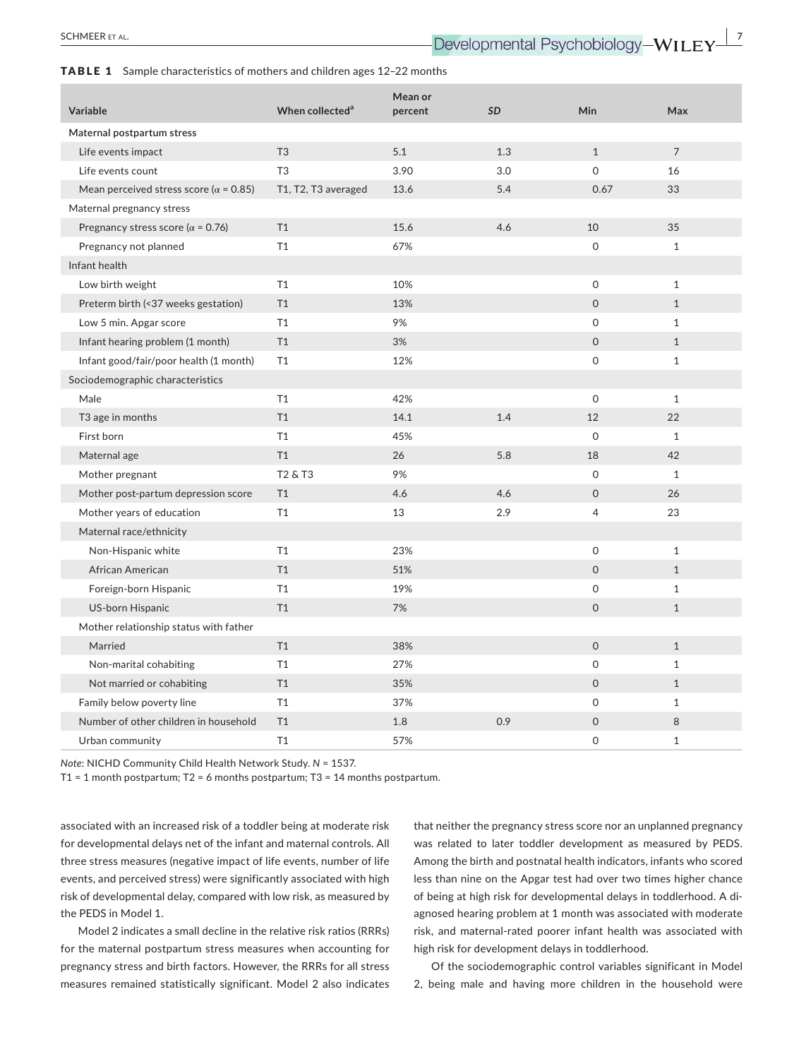**TABLE 1** Sample characteristics of mothers and children ages 12–22 months

| Variable | When collected[a] | Mean or percent | SD | Min | Max |
|---|---|---|---|---|---|
| Maternal postpartum stress | | | | | |
| Life events impact | T3 | 5.1 | 1.3 | 1 | 7 |
| Life events count | T3 | 3.90 | 3.0 | 0 | 16 |
| Mean perceived stress score (α = 0.85) | T1, T2, T3 averaged | 13.6 | 5.4 | 0.67 | 33 |
| Maternal pregnancy stress | | | | | |
| Pregnancy stress score (α = 0.76) | T1 | 15.6 | 4.6 | 10 | 35 |
| Pregnancy not planned | T1 | 67% | | 0 | 1 |
| Infant health | | | | | |
| Low birth weight | T1 | 10% | | 0 | 1 |
| Preterm birth (<37 weeks gestation) | T1 | 13% | | 0 | 1 |
| Low 5 min. Apgar score | T1 | 9% | | 0 | 1 |
| Infant hearing problem (1 month) | T1 | 3% | | 0 | 1 |
| Infant good/fair/poor health (1 month) | T1 | 12% | | 0 | 1 |
| Sociodemographic characteristics | | | | | |
| Male | T1 | 42% | | 0 | 1 |
| T3 age in months | T1 | 14.1 | 1.4 | 12 | 22 |
| First born | T1 | 45% | | 0 | 1 |
| Maternal age | T1 | 26 | 5.8 | 18 | 42 |
| Mother pregnant | T2 & T3 | 9% | | 0 | 1 |
| Mother post-partum depression score | T1 | 4.6 | 4.6 | 0 | 26 |
| Mother years of education | T1 | 13 | 2.9 | 4 | 23 |
| Maternal race/ethnicity | | | | | |
| Non-Hispanic white | T1 | 23% | | 0 | 1 |
| African American | T1 | 51% | | 0 | 1 |
| Foreign-born Hispanic | T1 | 19% | | 0 | 1 |
| US-born Hispanic | T1 | 7% | | 0 | 1 |
| Mother relationship status with father | | | | | |
| Married | T1 | 38% | | 0 | 1 |
| Non-marital cohabiting | T1 | 27% | | 0 | 1 |
| Not married or cohabiting | T1 | 35% | | 0 | 1 |
| Family below poverty line | T1 | 37% | | 0 | 1 |
| Number of other children in household | T1 | 1.8 | 0.9 | 0 | 8 |
| Urban community | T1 | 57% | | 0 | 1 |

*Note*: NICHD Community Child Health Network Study. *N* = 1537.
T1 = 1 month postpartum; T2 = 6 months postpartum; T3 = 14 months postpartum.

associated with an increased risk of a toddler being at moderate risk for developmental delays net of the infant and maternal controls. All three stress measures (negative impact of life events, number of life events, and perceived stress) were significantly associated with high risk of developmental delay, compared with low risk, as measured by the PEDS in Model 1.

Model 2 indicates a small decline in the relative risk ratios (RRRs) for the maternal postpartum stress measures when accounting for pregnancy stress and birth factors. However, the RRRs for all stress measures remained statistically significant. Model 2 also indicates that neither the pregnancy stress score nor an unplanned pregnancy was related to later toddler development as measured by PEDS. Among the birth and postnatal health indicators, infants who scored less than nine on the Apgar test had over two times higher chance of being at high risk for developmental delays in toddlerhood. A diagnosed hearing problem at 1 month was associated with moderate risk, and maternal-rated poorer infant health was associated with high risk for development delays in toddlerhood.

Of the sociodemographic control variables significant in Model 2, being male and having more children in the household were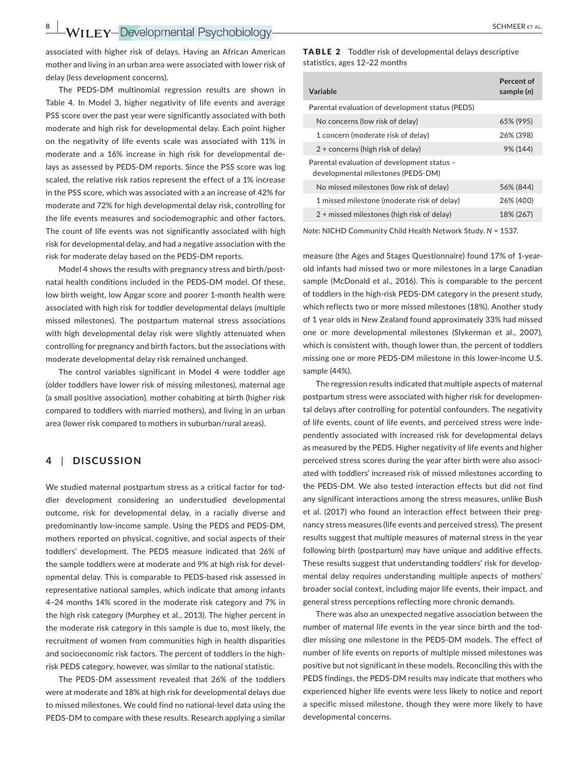associated with higher risk of delays. Having an African American mother and living in an urban area were associated with lower risk of delay (less development concerns).

The PEDS-DM multinomial regression results are shown in Table 4. In Model 3, higher negativity of life events and average PSS score over the past year were significantly associated with both moderate and high risk for developmental delay. Each point higher on the negativity of life events scale was associated with 11% in moderate and a 16% increase in high risk for developmental delays as assessed by PEDS-DM reports. Since the PSS score was log scaled, the relative risk ratios represent the effect of a 1% increase in the PSS score, which was associated with a an increase of 42% for moderate and 72% for high developmental delay risk, controlling for the life events measures and sociodemographic and other factors. The count of life events was not significantly associated with high risk for developmental delay, and had a negative association with the risk for moderate delay based on the PEDS-DM reports.

Model 4 shows the results with pregnancy stress and birth/postnatal health conditions included in the PEDS-DM model. Of these, low birth weight, low Apgar score and poorer 1-month health were associated with high risk for toddler developmental delays (multiple missed milestones). The postpartum maternal stress associations with high developmental delay risk were slightly attenuated when controlling for pregnancy and birth factors, but the associations with moderate developmental delay risk remained unchanged.

The control variables significant in Model 4 were toddler age (older toddlers have lower risk of missing milestones), maternal age (a small positive association), mother cohabiting at birth (higher risk compared to toddlers with married mothers), and living in an urban area (lower risk compared to mothers in suburban/rural areas).

## 4 | DISCUSSION

We studied maternal postpartum stress as a critical factor for toddler development considering an understudied developmental outcome, risk for developmental delay, in a racially diverse and predominantly low-income sample. Using the PEDS and PEDS-DM, mothers reported on physical, cognitive, and social aspects of their toddlers' development. The PEDS measure indicated that 26% of the sample toddlers were at moderate and 9% at high risk for developmental delay. This is comparable to PEDS-based risk assessed in representative national samples, which indicate that among infants 4–24 months 14% scored in the moderate risk category and 7% in the high risk category (Murphey et al., 2013). The higher percent in the moderate risk category in this sample is due to, most likely, the recruitment of women from communities high in health disparities and socioeconomic risk factors. The percent of toddlers in the high-risk PEDS category, however, was similar to the national statistic.

The PEDS-DM assessment revealed that 26% of the toddlers were at moderate and 18% at high risk for developmental delays due to missed milestones. We could find no national-level data using the PEDS-DM to compare with these results. Research applying a similar measure (the Ages and Stages Questionnaire) found 17% of 1-year-old infants had missed two or more milestones in a large Canadian sample (McDonald et al., 2016). This is comparable to the percent of toddlers in the high-risk PEDS-DM category in the present study, which reflects two or more missed milestones (18%). Another study of 1 year olds in New Zealand found approximately 33% had missed one or more developmental milestones (Slykerman et al., 2007), which is consistent with, though lower than, the percent of toddlers missing one or more PEDS-DM milestone in this lower-income U.S. sample (44%).

**TABLE 2** Toddler risk of developmental delays descriptive statistics, ages 12–22 months

| Variable | Percent of sample (*n*) |
|---|---|
| Parental evaluation of development status (PEDS) | |
| No concerns (low risk of delay) | 65% (995) |
| 1 concern (moderate risk of delay) | 26% (398) |
| 2 + concerns (high risk of delay) | 9% (144) |
| Parental evaluation of development status – developmental milestones (PEDS-DM) | |
| No missed milestones (low risk of delay) | 56% (844) |
| 1 missed milestone (moderate risk of delay) | 26% (400) |
| 2 + missed milestones (high risk of delay) | 18% (267) |

*Note*: NICHD Community Child Health Network Study. *N* = 1537.

The regression results indicated that multiple aspects of maternal postpartum stress were associated with higher risk for developmental delays after controlling for potential confounders. The negativity of life events, count of life events, and perceived stress were independently associated with increased risk for developmental delays as measured by the PEDS. Higher negativity of life events and higher perceived stress scores during the year after birth were also associated with toddlers' increased risk of missed milestones according to the PEDS-DM. We also tested interaction effects but did not find any significant interactions among the stress measures, unlike Bush et al. (2017) who found an interaction effect between their pregnancy stress measures (life events and perceived stress). The present results suggest that multiple measures of maternal stress in the year following birth (postpartum) may have unique and additive effects. These results suggest that understanding toddlers' risk for developmental delay requires understanding multiple aspects of mothers' broader social context, including major life events, their impact, and general stress perceptions reflecting more chronic demands.

There was also an unexpected negative association between the number of maternal life events in the year since birth and the toddler missing one milestone in the PEDS-DM models. The effect of number of life events on reports of multiple missed milestones was positive but not significant in these models. Reconciling this with the PEDS findings, the PEDS-DM results may indicate that mothers who experienced higher life events were less likely to notice and report a specific missed milestone, though they were more likely to have developmental concerns.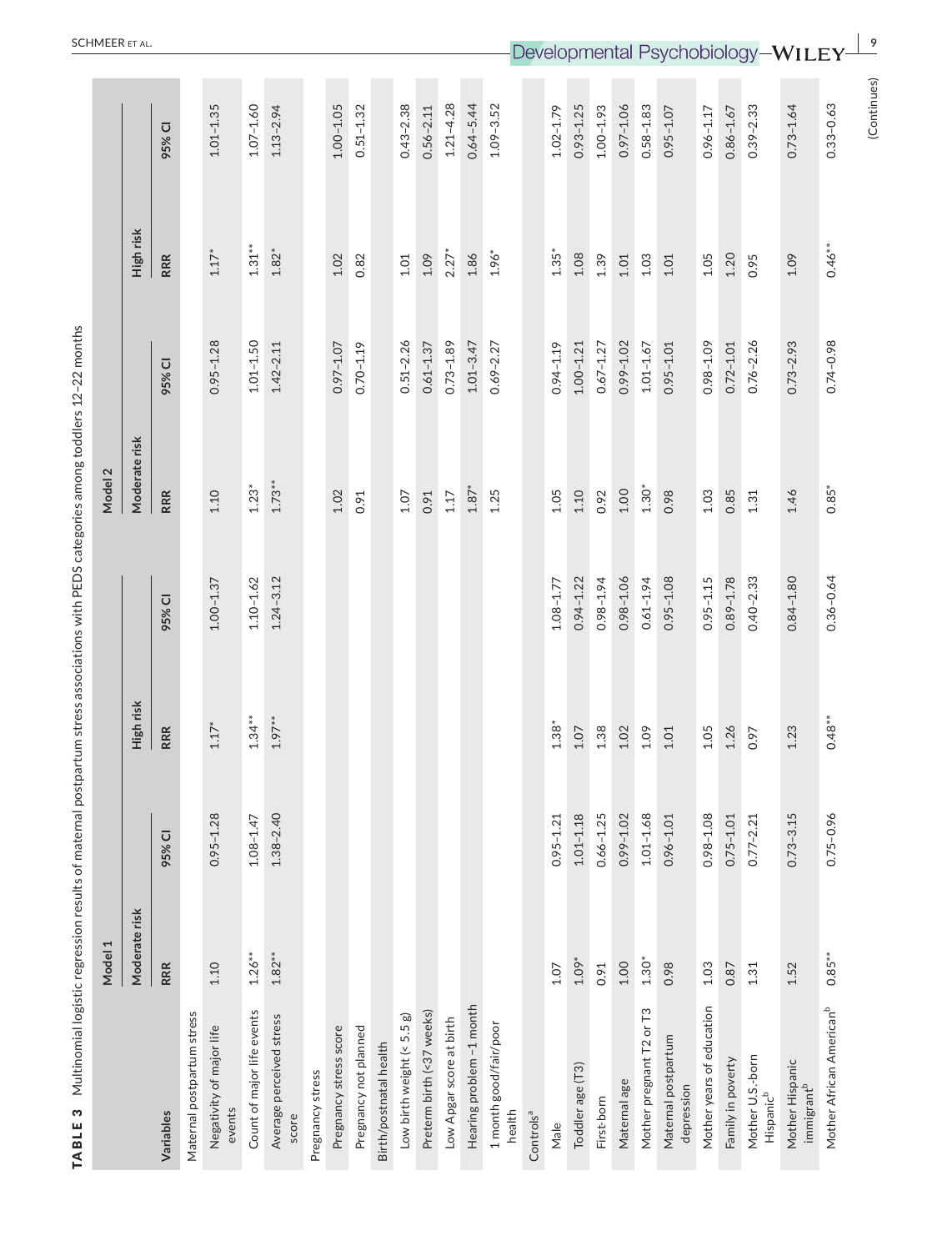**TABLE 3** Multinomial logistic regression results of maternal postpartum stress associations with PEDS categories among toddlers 12–22 months

| | Model 1 | | | | Model 2 | | | |
|---|---|---|---|---|---|---|---|---|
| | Moderate risk | | High risk | | Moderate risk | | High risk | |
| Variables | RRR | 95% CI | RRR | 95% CI | RRR | 95% CI | RRR | 95% CI |
| Maternal postpartum stress | | | | | | | | |
| Negativity of major life events | 1.10 | 0.95–1.28 | 1.17* | 1.00–1.37 | 1.10 | 0.95–1.28 | 1.17* | 1.01–1.35 |
| Count of major life events | 1.26** | 1.08–1.47 | 1.34** | 1.10–1.62 | 1.23* | 1.01–1.50 | 1.31** | 1.07–1.60 |
| Average perceived stress score | 1.82** | 1.38–2.40 | 1.97** | 1.24–3.12 | 1.73** | 1.42–2.11 | 1.82* | 1.13–2.94 |
| Pregnancy stress | | | | | | | | |
| Pregnancy stress score | | | | | 1.02 | 0.97–1.07 | 1.02 | 1.00–1.05 |
| Pregnancy not planned | | | | | 0.91 | 0.70–1.19 | 0.82 | 0.51–1.32 |
| Birth/postnatal health | | | | | | | | |
| Low birth weight (< 5.5 g) | | | | | 1.07 | 0.51–2.26 | 1.01 | 0.43–2.38 |
| Preterm birth (<37 weeks) | | | | | 0.91 | 0.61–1.37 | 1.09 | 0.56–2.11 |
| Low Apgar score at birth | | | | | 1.17 | 0.73–1.89 | 2.27* | 1.21–4.28 |
| Hearing problem ~1 month | | | | | 1.87* | 1.01–3.47 | 1.86 | 0.64–5.44 |
| 1 month good/fair/poor health | | | | | 1.25 | 0.69–2.27 | 1.96* | 1.09–3.52 |
| Controls[a] | | | | | | | | |
| Male | 1.07 | 0.95–1.21 | 1.38* | 1.08–1.77 | 1.05 | 0.94–1.19 | 1.35* | 1.02–1.79 |
| Toddler age (T3) | 1.09* | 1.01–1.18 | 1.07 | 0.94–1.22 | 1.10 | 1.00–1.21 | 1.08 | 0.93–1.25 |
| First-born | 0.91 | 0.66–1.25 | 1.38 | 0.98–1.94 | 0.92 | 0.67–1.27 | 1.39 | 1.00–1.93 |
| Maternal age | 1.00 | 0.99–1.02 | 1.02 | 0.98–1.06 | 1.00 | 0.99–1.02 | 1.01 | 0.97–1.06 |
| Mother pregnant T2 or T3 | 1.30* | 1.01–1.68 | 1.09 | 0.61–1.94 | 1.30* | 1.01–1.67 | 1.03 | 0.58–1.83 |
| Maternal postpartum depression | 0.98 | 0.96–1.01 | 1.01 | 0.95–1.08 | 0.98 | 0.95–1.01 | 1.01 | 0.95–1.07 |
| Mother years of education | 1.03 | 0.98–1.08 | 1.05 | 0.95–1.15 | 1.03 | 0.98–1.09 | 1.05 | 0.96–1.17 |
| Family in poverty | 0.87 | 0.75–1.01 | 1.26 | 0.89–1.78 | 0.85 | 0.72–1.01 | 1.20 | 0.86–1.67 |
| Mother U.S.-born Hispanic[b] | 1.31 | 0.77–2.21 | 0.97 | 0.40–2.33 | 1.31 | 0.76–2.26 | 0.95 | 0.39–2.33 |
| Mother Hispanic immigrant[b] | 1.52 | 0.73–3.15 | 1.23 | 0.84–1.80 | 1.46 | 0.73–2.93 | 1.09 | 0.73–1.64 |
| Mother African American[b] | 0.85** | 0.75–0.96 | 0.48** | 0.36–0.64 | 0.85* | 0.74–0.98 | 0.46** | 0.33–0.63 |

(Continues)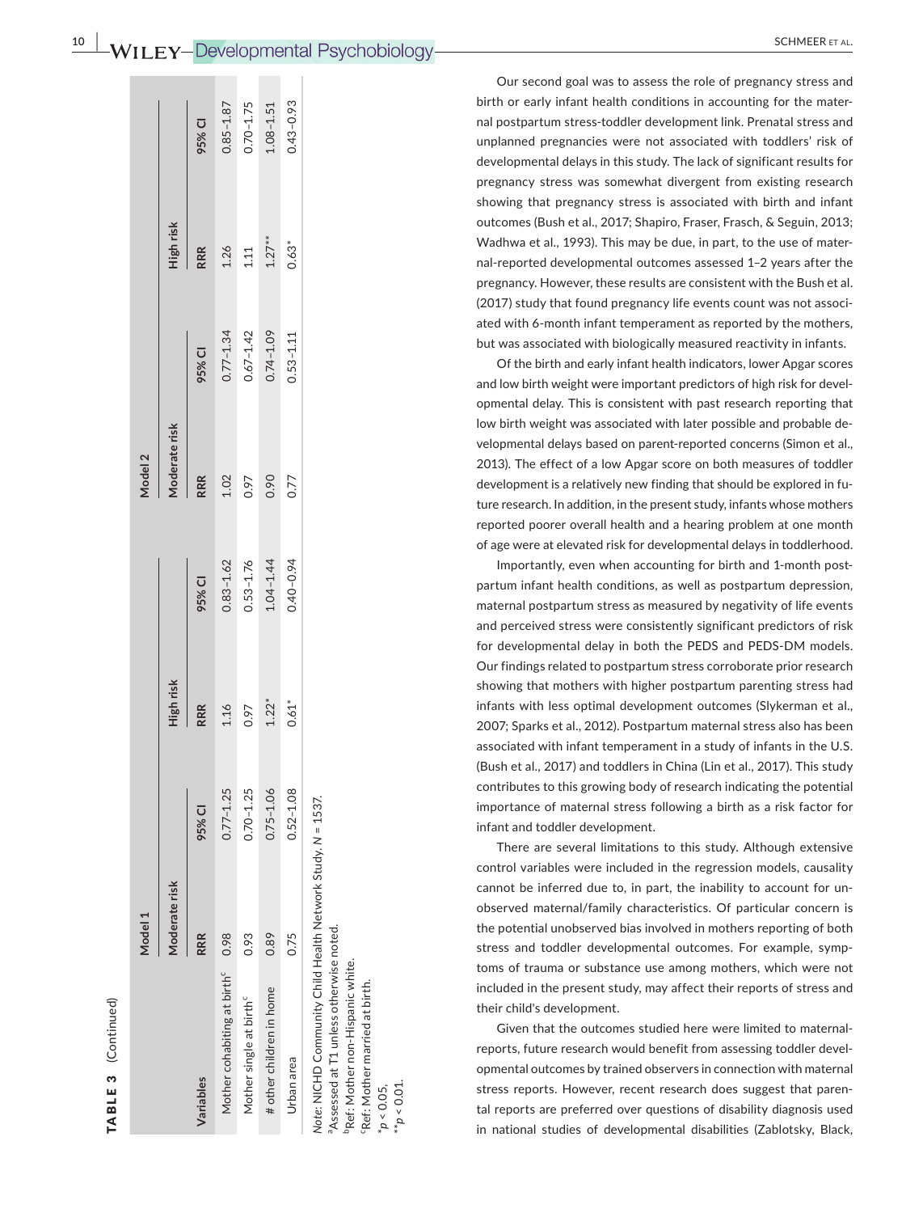**TABLE 3** (Continued)

| Variables | Model 1 | | | | Model 2 | | | |
|---|---|---|---|---|---|---|---|---|
| | Moderate risk | | High risk | | Moderate risk | | High risk | |
| | RRR | 95% CI | RRR | 95% CI | RRR | 95% CI | RRR | 95% CI |
| Mother cohabiting at birth[c] | 0.98 | 0.77–1.25 | 1.16 | 0.83–1.62 | 1.02 | 0.77–1.34 | 1.26 | 0.85–1.87 |
| Mother single at birth[c] | 0.93 | 0.70–1.25 | 0.97 | 0.53–1.76 | 0.97 | 0.67–1.42 | 1.11 | 0.70–1.75 |
| # other children in home | 0.89 | 0.75–1.06 | 1.22* | 1.04–1.44 | 0.90 | 0.74–1.09 | 1.27** | 1.08–1.51 |
| Urban area | 0.75 | 0.52–1.08 | 0.61* | 0.40–0.94 | 0.77 | 0.53–1.11 | 0.63* | 0.43–0.93 |

*Note:* NICHD Community Child Health Network Study. *N* = 1537.
[a]Assessed at T1 unless otherwise noted.
[b]Ref: Mother non-Hispanic white.
[c]Ref: Mother married at birth.
*$p < 0.05$,
**$p < 0.01$.

Our second goal was to assess the role of pregnancy stress and birth or early infant health conditions in accounting for the maternal postpartum stress-toddler development link. Prenatal stress and unplanned pregnancies were not associated with toddlers' risk of developmental delays in this study. The lack of significant results for pregnancy stress was somewhat divergent from existing research showing that pregnancy stress is associated with birth and infant outcomes (Bush et al., 2017; Shapiro, Fraser, Frasch, & Seguin, 2013; Wadhwa et al., 1993). This may be due, in part, to the use of maternal-reported developmental outcomes assessed 1–2 years after the pregnancy. However, these results are consistent with the Bush et al. (2017) study that found pregnancy life events count was not associated with 6-month infant temperament as reported by the mothers, but was associated with biologically measured reactivity in infants.

Of the birth and early infant health indicators, lower Apgar scores and low birth weight were important predictors of high risk for developmental delay. This is consistent with past research reporting that low birth weight was associated with later possible and probable developmental delays based on parent-reported concerns (Simon et al., 2013). The effect of a low Apgar score on both measures of toddler development is a relatively new finding that should be explored in future research. In addition, in the present study, infants whose mothers reported poorer overall health and a hearing problem at one month of age were at elevated risk for developmental delays in toddlerhood.

Importantly, even when accounting for birth and 1-month postpartum infant health conditions, as well as postpartum depression, maternal postpartum stress as measured by negativity of life events and perceived stress were consistently significant predictors of risk for developmental delay in both the PEDS and PEDS-DM models. Our findings related to postpartum stress corroborate prior research showing that mothers with higher postpartum parenting stress had infants with less optimal development outcomes (Slykerman et al., 2007; Sparks et al., 2012). Postpartum maternal stress also has been associated with infant temperament in a study of infants in the U.S. (Bush et al., 2017) and toddlers in China (Lin et al., 2017). This study contributes to this growing body of research indicating the potential importance of maternal stress following a birth as a risk factor for infant and toddler development.

There are several limitations to this study. Although extensive control variables were included in the regression models, causality cannot be inferred due to, in part, the inability to account for unobserved maternal/family characteristics. Of particular concern is the potential unobserved bias involved in mothers reporting of both stress and toddler developmental outcomes. For example, symptoms of trauma or substance use among mothers, which were not included in the present study, may affect their reports of stress and their child's development.

Given that the outcomes studied here were limited to maternal-reports, future research would benefit from assessing toddler developmental outcomes by trained observers in connection with maternal stress reports. However, recent research does suggest that parental reports are preferred over questions of disability diagnosis used in national studies of developmental disabilities (Zablotsky, Black,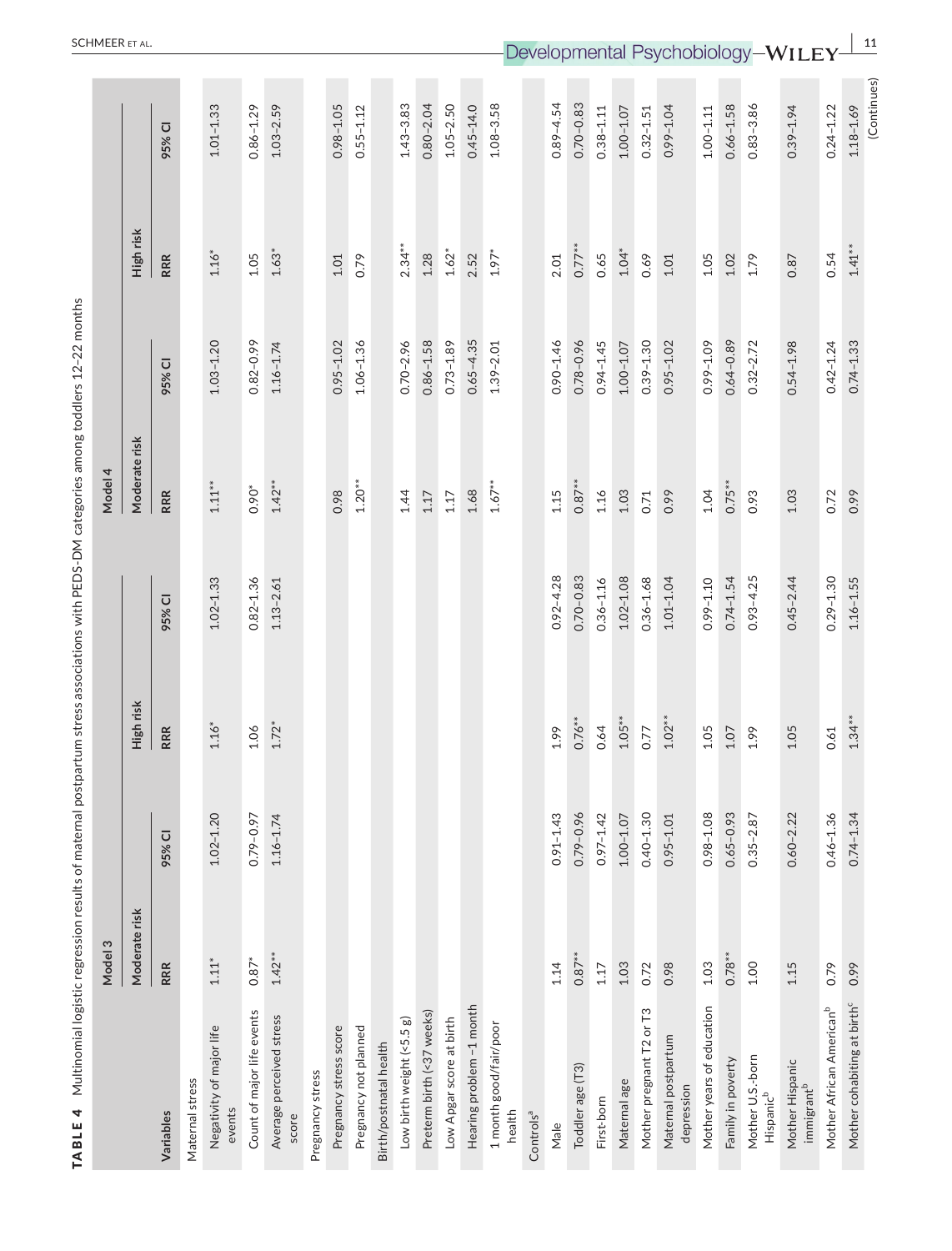**TABLE 4** Multinomial logistic regression results of maternal postpartum stress associations with PEDS-DM categories among toddlers 12–22 months

| Variables | Model 3 | | | | Model 4 | | | |
|---|---|---|---|---|---|---|---|---|
| | Moderate risk | | High risk | | Moderate risk | | High risk | |
| | RRR | 95% CI | RRR | 95% CI | RRR | 95% CI | RRR | 95% CI |
| Maternal stress | | | | | | | | |
| Negativity of major life events | 1.11* | 1.02–1.20 | 1.16* | 1.02–1.33 | 1.11** | 1.03–1.20 | 1.16* | 1.01–1.33 |
| Count of major life events | 0.87* | 0.79–0.97 | 1.06 | 0.82–1.36 | 0.90* | 0.82–0.99 | 1.05 | 0.86–1.29 |
| Average perceived stress score | 1.42** | 1.16–1.74 | 1.72* | 1.13–2.61 | 1.42** | 1.16–1.74 | 1.63* | 1.03–2.59 |
| Pregnancy stress | | | | | | | | |
| Pregnancy stress score | | | | | 0.98 | 0.95–1.02 | 1.01 | 0.98–1.05 |
| Pregnancy not planned | | | | | 1.20** | 1.06–1.36 | 0.79 | 0.55–1.12 |
| Birth/postnatal health | | | | | | | | |
| Low birth weight (<5.5 g) | | | | | 1.44 | 0.70–2.96 | 2.34** | 1.43–3.83 |
| Preterm birth (<37 weeks) | | | | | 1.17 | 0.86–1.58 | 1.28 | 0.80–2.04 |
| Low Apgar score at birth | | | | | 1.17 | 0.73–1.89 | 1.62* | 1.05–2.50 |
| Hearing problem ~1 month | | | | | 1.68 | 0.65–4.35 | 2.52 | 0.45–14.0 |
| 1 month good/fair/poor health | | | | | 1.67** | 1.39–2.01 | 1.97* | 1.08–3.58 |
| Controls[a] | | | | | | | | |
| Male | 1.14 | 0.91–1.43 | 1.99 | 0.92–4.28 | 1.15 | 0.90–1.46 | 2.01 | 0.89–4.54 |
| Toddler age (T3) | 0.87** | 0.79–0.96 | 0.76** | 0.70–0.83 | 0.87** | 0.78–0.96 | 0.77** | 0.70–0.83 |
| First-born | 1.17 | 0.97–1.42 | 0.64 | 0.36–1.16 | 1.16 | 0.94–1.45 | 0.65 | 0.38–1.11 |
| Maternal age | 1.03 | 1.00–1.07 | 1.05** | 1.02–1.08 | 1.03 | 1.00–1.07 | 1.04* | 1.00–1.07 |
| Mother pregnant T2 or T3 | 0.72 | 0.40–1.30 | 0.77 | 0.36–1.68 | 0.71 | 0.39–1.30 | 0.69 | 0.32–1.51 |
| Maternal postpartum depression | 0.98 | 0.95–1.01 | 1.02** | 1.01–1.04 | 0.99 | 0.95–1.02 | 1.01 | 0.99–1.04 |
| Mother years of education | 1.03 | 0.98–1.08 | 1.05 | 0.99–1.10 | 1.04 | 0.99–1.09 | 1.05 | 1.00–1.11 |
| Family in poverty | 0.78** | 0.65–0.93 | 1.07 | 0.74–1.54 | 0.75** | 0.64–0.89 | 1.02 | 0.66–1.58 |
| Mother U.S.-born Hispanic[b] | 1.00 | 0.35–2.87 | 1.99 | 0.93–4.25 | 0.93 | 0.32–2.72 | 1.79 | 0.83–3.86 |
| Mother Hispanic immigrant[b] | 1.15 | 0.60–2.22 | 1.05 | 0.45–2.44 | 1.03 | 0.54–1.98 | 0.87 | 0.39–1.94 |
| Mother African American[b] | 0.79 | 0.46–1.36 | 0.61 | 0.29–1.30 | 0.72 | 0.42–1.24 | 0.54 | 0.24–1.22 |
| Mother cohabiting at birth[c] | 0.99 | 0.74–1.34 | 1.34** | 1.16–1.55 | 0.99 | 0.74–1.33 | 1.41** | 1.18–1.69 |

(Continues)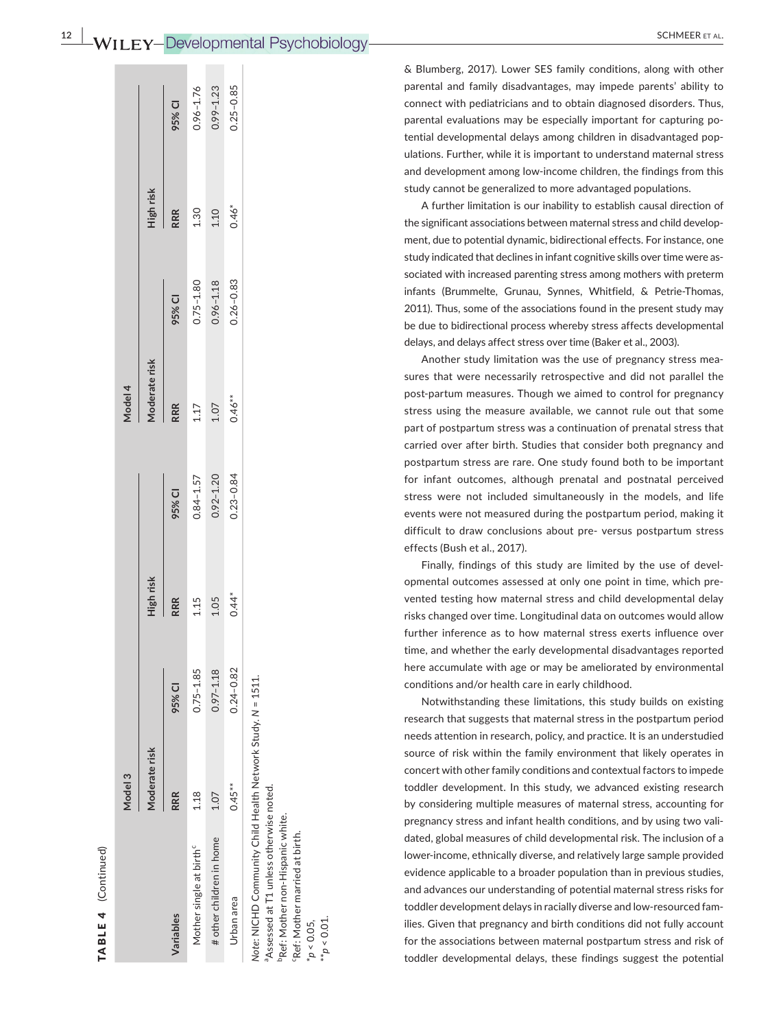**TABLE 4** (Continued)

| | Model 3 | | | | Model 4 | | | |
|---|---|---|---|---|---|---|---|---|
| | Moderate risk | | High risk | | Moderate risk | | High risk | |
| Variables | RRR | 95% CI | RRR | 95% CI | RRR | 95% CI | RRR | 95% CI |
| Mother single at birth[c] | 1.18 | 0.75–1.85 | 1.15 | 0.84–1.57 | 1.17 | 0.75–1.80 | 1.30 | 0.96–1.76 |
| # other children in home | 1.07 | 0.97–1.18 | 1.05 | 0.92–1.20 | 1.07 | 0.96–1.18 | 1.10 | 0.99–1.23 |
| Urban area | 0.45** | 0.24–0.82 | 0.44* | 0.23–0.84 | 0.46** | 0.26–0.83 | 0.46* | 0.25–0.85 |

*Note*: NICHD Community Child Health Network Study, $N = 1511$.
[a]Assessed at T1 unless otherwise noted.
[b]Ref: Mother non-Hispanic white.
[c]Ref: Mother married at birth.
*$p < 0.05$,
**$p < 0.01$.

& Blumberg, 2017). Lower SES family conditions, along with other parental and family disadvantages, may impede parents' ability to connect with pediatricians and to obtain diagnosed disorders. Thus, parental evaluations may be especially important for capturing potential developmental delays among children in disadvantaged populations. Further, while it is important to understand maternal stress and development among low-income children, the findings from this study cannot be generalized to more advantaged populations.

A further limitation is our inability to establish causal direction of the significant associations between maternal stress and child development, due to potential dynamic, bidirectional effects. For instance, one study indicated that declines in infant cognitive skills over time were associated with increased parenting stress among mothers with preterm infants (Brummelte, Grunau, Synnes, Whitfield, & Petrie-Thomas, 2011). Thus, some of the associations found in the present study may be due to bidirectional process whereby stress affects developmental delays, and delays affect stress over time (Baker et al., 2003).

Another study limitation was the use of pregnancy stress measures that were necessarily retrospective and did not parallel the post-partum measures. Though we aimed to control for pregnancy stress using the measure available, we cannot rule out that some part of postpartum stress was a continuation of prenatal stress that carried over after birth. Studies that consider both pregnancy and postpartum stress are rare. One study found both to be important for infant outcomes, although prenatal and postnatal perceived stress were not included simultaneously in the models, and life events were not measured during the postpartum period, making it difficult to draw conclusions about pre- versus postpartum stress effects (Bush et al., 2017).

Finally, findings of this study are limited by the use of developmental outcomes assessed at only one point in time, which prevented testing how maternal stress and child developmental delay risks changed over time. Longitudinal data on outcomes would allow further inference as to how maternal stress exerts influence over time, and whether the early developmental disadvantages reported here accumulate with age or may be ameliorated by environmental conditions and/or health care in early childhood.

Notwithstanding these limitations, this study builds on existing research that suggests that maternal stress in the postpartum period needs attention in research, policy, and practice. It is an understudied source of risk within the family environment that likely operates in concert with other family conditions and contextual factors to impede toddler development. In this study, we advanced existing research by considering multiple measures of maternal stress, accounting for pregnancy stress and infant health conditions, and by using two validated, global measures of child developmental risk. The inclusion of a lower-income, ethnically diverse, and relatively large sample provided evidence applicable to a broader population than in previous studies, and advances our understanding of potential maternal stress risks for toddler development delays in racially diverse and low-resourced families. Given that pregnancy and birth conditions did not fully account for the associations between maternal postpartum stress and risk of toddler developmental delays, these findings suggest the potential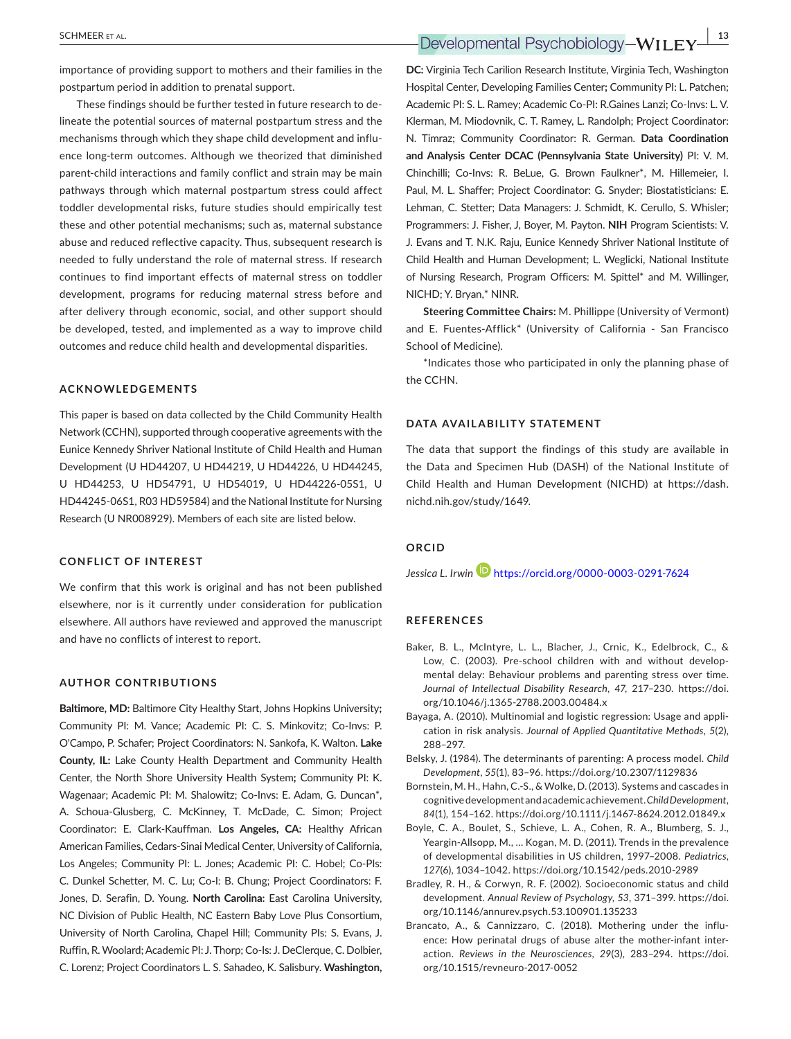importance of providing support to mothers and their families in the postpartum period in addition to prenatal support.

These findings should be further tested in future research to delineate the potential sources of maternal postpartum stress and the mechanisms through which they shape child development and influence long-term outcomes. Although we theorized that diminished parent-child interactions and family conflict and strain may be main pathways through which maternal postpartum stress could affect toddler developmental risks, future studies should empirically test these and other potential mechanisms; such as, maternal substance abuse and reduced reflective capacity. Thus, subsequent research is needed to fully understand the role of maternal stress. If research continues to find important effects of maternal stress on toddler development, programs for reducing maternal stress before and after delivery through economic, social, and other support should be developed, tested, and implemented as a way to improve child outcomes and reduce child health and developmental disparities.

## ACKNOWLEDGEMENTS

This paper is based on data collected by the Child Community Health Network (CCHN), supported through cooperative agreements with the Eunice Kennedy Shriver National Institute of Child Health and Human Development (U HD44207, U HD44219, U HD44226, U HD44245, U HD44253, U HD54791, U HD54019, U HD44226-05S1, U HD44245-06S1, R03 HD59584) and the National Institute for Nursing Research (U NR008929). Members of each site are listed below.

## CONFLICT OF INTEREST

We confirm that this work is original and has not been published elsewhere, nor is it currently under consideration for publication elsewhere. All authors have reviewed and approved the manuscript and have no conflicts of interest to report.

## AUTHOR CONTRIBUTIONS

**Baltimore, MD:** Baltimore City Healthy Start, Johns Hopkins University**;** Community PI: M. Vance; Academic PI: C. S. Minkovitz; Co-Invs: P. O'Campo, P. Schafer; Project Coordinators: N. Sankofa, K. Walton. **Lake County, IL:** Lake County Health Department and Community Health Center, the North Shore University Health System**;** Community PI: K. Wagenaar; Academic PI: M. Shalowitz; Co-Invs: E. Adam, G. Duncan*, A. Schoua-Glusberg, C. McKinney, T. McDade, C. Simon; Project Coordinator: E. Clark-Kauffman. **Los Angeles, CA:** Healthy African American Families, Cedars-Sinai Medical Center, University of California, Los Angeles; Community PI: L. Jones; Academic PI: C. Hobel; Co-PIs: C. Dunkel Schetter, M. C. Lu; Co-I: B. Chung; Project Coordinators: F. Jones, D. Serafin, D. Young. **North Carolina:** East Carolina University, NC Division of Public Health, NC Eastern Baby Love Plus Consortium, University of North Carolina, Chapel Hill; Community PIs: S. Evans, J. Ruffin, R. Woolard; Academic PI: J. Thorp; Co-Is: J. DeClerque, C. Dolbier, C. Lorenz; Project Coordinators L. S. Sahadeo, K. Salisbury. **Washington, DC:** Virginia Tech Carilion Research Institute, Virginia Tech, Washington Hospital Center, Developing Families Center**;** Community PI: L. Patchen; Academic PI: S. L. Ramey; Academic Co-PI: R.Gaines Lanzi; Co-Invs: L. V. Klerman, M. Miodovnik, C. T. Ramey, L. Randolph; Project Coordinator: N. Timraz; Community Coordinator: R. German. **Data Coordination and Analysis Center DCAC (Pennsylvania State University)** PI: V. M. Chinchilli; Co-Invs: R. BeLue, G. Brown Faulkner*, M. Hillemeier, I. Paul, M. L. Shaffer; Project Coordinator: G. Snyder; Biostatisticians: E. Lehman, C. Stetter; Data Managers: J. Schmidt, K. Cerullo, S. Whisler; Programmers: J. Fisher, J, Boyer, M. Payton. **NIH** Program Scientists: V. J. Evans and T. N.K. Raju, Eunice Kennedy Shriver National Institute of Child Health and Human Development; L. Weglicki, National Institute of Nursing Research, Program Officers: M. Spittel* and M. Willinger, NICHD; Y. Bryan,* NINR.

**Steering Committee Chairs:** M. Phillippe (University of Vermont) and E. Fuentes-Afflick* (University of California - San Francisco School of Medicine).

*Indicates those who participated in only the planning phase of the CCHN.

## DATA AVAILABILITY STATEMENT

The data that support the findings of this study are available in the Data and Specimen Hub (DASH) of the National Institute of Child Health and Human Development (NICHD) at https://dash.nichd.nih.gov/study/1649.

## ORCID

*Jessica L. Irwin* https://orcid.org/0000-0003-0291-7624

## REFERENCES

Baker, B. L., McIntyre, L. L., Blacher, J., Crnic, K., Edelbrock, C., & Low, C. (2003). Pre-school children with and without developmental delay: Behaviour problems and parenting stress over time. *Journal of Intellectual Disability Research*, *47*, 217–230. https://doi.org/10.1046/j.1365-2788.2003.00484.x

Bayaga, A. (2010). Multinomial and logistic regression: Usage and application in risk analysis. *Journal of Applied Quantitative Methods*, *5*(2), 288–297.

Belsky, J. (1984). The determinants of parenting: A process model. *Child Development*, *55*(1), 83–96. https://doi.org/10.2307/1129836

Bornstein, M. H., Hahn, C.-S., & Wolke, D. (2013). Systems and cascades in cognitive development and academic achievement. *Child Development*, *84*(1), 154–162. https://doi.org/10.1111/j.1467-8624.2012.01849.x

Boyle, C. A., Boulet, S., Schieve, L. A., Cohen, R. A., Blumberg, S. J., Yeargin-Allsopp, M., … Kogan, M. D. (2011). Trends in the prevalence of developmental disabilities in US children, 1997–2008. *Pediatrics*, *127*(6), 1034–1042. https://doi.org/10.1542/peds.2010-2989

Bradley, R. H., & Corwyn, R. F. (2002). Socioeconomic status and child development. *Annual Review of Psychology*, *53*, 371–399. https://doi.org/10.1146/annurev.psych.53.100901.135233

Brancato, A., & Cannizzaro, C. (2018). Mothering under the influence: How perinatal drugs of abuse alter the mother-infant interaction. *Reviews in the Neurosciences*, *29*(3), 283–294. https://doi.org/10.1515/revneuro-2017-0052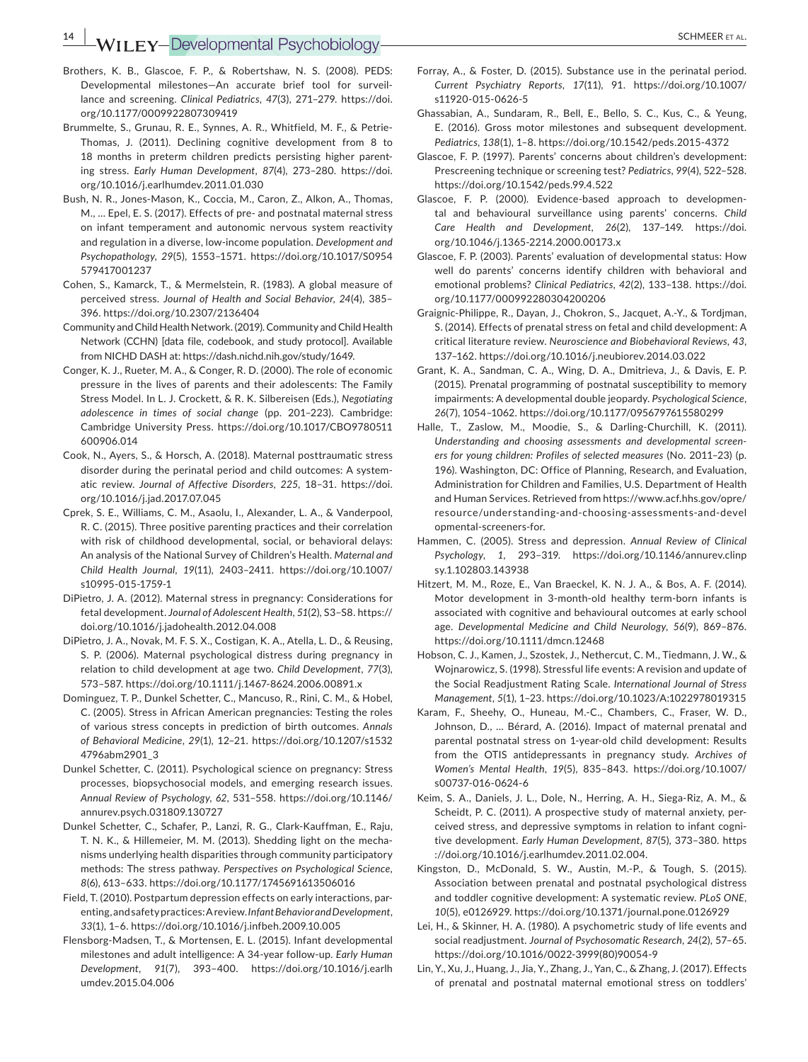Brothers, K. B., Glascoe, F. P., & Robertshaw, N. S. (2008). PEDS: Developmental milestones—An accurate brief tool for surveillance and screening. *Clinical Pediatrics*, *47*(3), 271–279. https://doi.org/10.1177/0009922807309419

Brummelte, S., Grunau, R. E., Synnes, A. R., Whitfield, M. F., & Petrie-Thomas, J. (2011). Declining cognitive development from 8 to 18 months in preterm children predicts persisting higher parenting stress. *Early Human Development*, *87*(4), 273–280. https://doi.org/10.1016/j.earlhumdev.2011.01.030

Bush, N. R., Jones-Mason, K., Coccia, M., Caron, Z., Alkon, A., Thomas, M., … Epel, E. S. (2017). Effects of pre- and postnatal maternal stress on infant temperament and autonomic nervous system reactivity and regulation in a diverse, low-income population. *Development and Psychopathology*, *29*(5), 1553–1571. https://doi.org/10.1017/S0954579417001237

Cohen, S., Kamarck, T., & Mermelstein, R. (1983). A global measure of perceived stress. *Journal of Health and Social Behavior*, *24*(4), 385–396. https://doi.org/10.2307/2136404

Community and Child Health Network. (2019). Community and Child Health Network (CCHN) [data file, codebook, and study protocol]. Available from NICHD DASH at: https://dash.nichd.nih.gov/study/1649.

Conger, K. J., Rueter, M. A., & Conger, R. D. (2000). The role of economic pressure in the lives of parents and their adolescents: The Family Stress Model. In L. J. Crockett, & R. K. Silbereisen (Eds.), *Negotiating adolescence in times of social change* (pp. 201–223). Cambridge: Cambridge University Press. https://doi.org/10.1017/CBO9780511600906.014

Cook, N., Ayers, S., & Horsch, A. (2018). Maternal posttraumatic stress disorder during the perinatal period and child outcomes: A systematic review. *Journal of Affective Disorders*, *225*, 18–31. https://doi.org/10.1016/j.jad.2017.07.045

Cprek, S. E., Williams, C. M., Asaolu, I., Alexander, L. A., & Vanderpool, R. C. (2015). Three positive parenting practices and their correlation with risk of childhood developmental, social, or behavioral delays: An analysis of the National Survey of Children's Health. *Maternal and Child Health Journal*, *19*(11), 2403–2411. https://doi.org/10.1007/s10995-015-1759-1

DiPietro, J. A. (2012). Maternal stress in pregnancy: Considerations for fetal development. *Journal of Adolescent Health*, *51*(2), S3–S8. https://doi.org/10.1016/j.jadohealth.2012.04.008

DiPietro, J. A., Novak, M. F. S. X., Costigan, K. A., Atella, L. D., & Reusing, S. P. (2006). Maternal psychological distress during pregnancy in relation to child development at age two. *Child Development*, *77*(3), 573–587. https://doi.org/10.1111/j.1467-8624.2006.00891.x

Dominguez, T. P., Dunkel Schetter, C., Mancuso, R., Rini, C. M., & Hobel, C. (2005). Stress in African American pregnancies: Testing the roles of various stress concepts in prediction of birth outcomes. *Annals of Behavioral Medicine*, *29*(1), 12–21. https://doi.org/10.1207/s15324796abm2901_3

Dunkel Schetter, C. (2011). Psychological science on pregnancy: Stress processes, biopsychosocial models, and emerging research issues. *Annual Review of Psychology*, *62*, 531–558. https://doi.org/10.1146/annurev.psych.031809.130727

Dunkel Schetter, C., Schafer, P., Lanzi, R. G., Clark-Kauffman, E., Raju, T. N. K., & Hillemeier, M. M. (2013). Shedding light on the mechanisms underlying health disparities through community participatory methods: The stress pathway. *Perspectives on Psychological Science*, *8*(6), 613–633. https://doi.org/10.1177/1745691613506016

Field, T. (2010). Postpartum depression effects on early interactions, parenting, and safety practices: A review. *Infant Behavior and Development*, *33*(1), 1–6. https://doi.org/10.1016/j.infbeh.2009.10.005

Flensborg-Madsen, T., & Mortensen, E. L. (2015). Infant developmental milestones and adult intelligence: A 34-year follow-up. *Early Human Development*, *91*(7), 393–400. https://doi.org/10.1016/j.earlhumdev.2015.04.006

Forray, A., & Foster, D. (2015). Substance use in the perinatal period. *Current Psychiatry Reports*, *17*(11), 91. https://doi.org/10.1007/s11920-015-0626-5

Ghassabian, A., Sundaram, R., Bell, E., Bello, S. C., Kus, C., & Yeung, E. (2016). Gross motor milestones and subsequent development. *Pediatrics*, *138*(1), 1–8. https://doi.org/10.1542/peds.2015-4372

Glascoe, F. P. (1997). Parents' concerns about children's development: Prescreening technique or screening test? *Pediatrics*, *99*(4), 522–528. https://doi.org/10.1542/peds.99.4.522

Glascoe, F. P. (2000). Evidence-based approach to developmental and behavioural surveillance using parents' concerns. *Child Care Health and Development*, *26*(2), 137–149. https://doi.org/10.1046/j.1365-2214.2000.00173.x

Glascoe, F. P. (2003). Parents' evaluation of developmental status: How well do parents' concerns identify children with behavioral and emotional problems? *Clinical Pediatrics*, *42*(2), 133–138. https://doi.org/10.1177/000992280304200206

Graignic-Philippe, R., Dayan, J., Chokron, S., Jacquet, A.-Y., & Tordjman, S. (2014). Effects of prenatal stress on fetal and child development: A critical literature review. *Neuroscience and Biobehavioral Reviews*, *43*, 137–162. https://doi.org/10.1016/j.neubiorev.2014.03.022

Grant, K. A., Sandman, C. A., Wing, D. A., Dmitrieva, J., & Davis, E. P. (2015). Prenatal programming of postnatal susceptibility to memory impairments: A developmental double jeopardy. *Psychological Science*, *26*(7), 1054–1062. https://doi.org/10.1177/0956797615580299

Halle, T., Zaslow, M., Moodie, S., & Darling-Churchill, K. (2011). *Understanding and choosing assessments and developmental screeners for young children: Profiles of selected measures* (No. 2011–23) (p. 196). Washington, DC: Office of Planning, Research, and Evaluation, Administration for Children and Families, U.S. Department of Health and Human Services. Retrieved from https://www.acf.hhs.gov/opre/resource/understanding-and-choosing-assessments-and-developmental-screeners-for.

Hammen, C. (2005). Stress and depression. *Annual Review of Clinical Psychology*, *1*, 293–319. https://doi.org/10.1146/annurev.clinpsy.1.102803.143938

Hitzert, M. M., Roze, E., Van Braeckel, K. N. J. A., & Bos, A. F. (2014). Motor development in 3-month-old healthy term-born infants is associated with cognitive and behavioural outcomes at early school age. *Developmental Medicine and Child Neurology*, *56*(9), 869–876. https://doi.org/10.1111/dmcn.12468

Hobson, C. J., Kamen, J., Szostek, J., Nethercut, C. M., Tiedmann, J. W., & Wojnarowicz, S. (1998). Stressful life events: A revision and update of the Social Readjustment Rating Scale. *International Journal of Stress Management*, *5*(1), 1–23. https://doi.org/10.1023/A:1022978019315

Karam, F., Sheehy, O., Huneau, M.-C., Chambers, C., Fraser, W. D., Johnson, D., … Bérard, A. (2016). Impact of maternal prenatal and parental postnatal stress on 1-year-old child development: Results from the OTIS antidepressants in pregnancy study. *Archives of Women's Mental Health*, *19*(5), 835–843. https://doi.org/10.1007/s00737-016-0624-6

Keim, S. A., Daniels, J. L., Dole, N., Herring, A. H., Siega-Riz, A. M., & Scheidt, P. C. (2011). A prospective study of maternal anxiety, perceived stress, and depressive symptoms in relation to infant cognitive development. *Early Human Development*, *87*(5), 373–380. https://doi.org/10.1016/j.earlhumdev.2011.02.004.

Kingston, D., McDonald, S. W., Austin, M.-P., & Tough, S. (2015). Association between prenatal and postnatal psychological distress and toddler cognitive development: A systematic review. *PLoS ONE*, *10*(5), e0126929. https://doi.org/10.1371/journal.pone.0126929

Lei, H., & Skinner, H. A. (1980). A psychometric study of life events and social readjustment. *Journal of Psychosomatic Research*, *24*(2), 57–65. https://doi.org/10.1016/0022-3999(80)90054-9

Lin, Y., Xu, J., Huang, J., Jia, Y., Zhang, J., Yan, C., & Zhang, J. (2017). Effects of prenatal and postnatal maternal emotional stress on toddlers'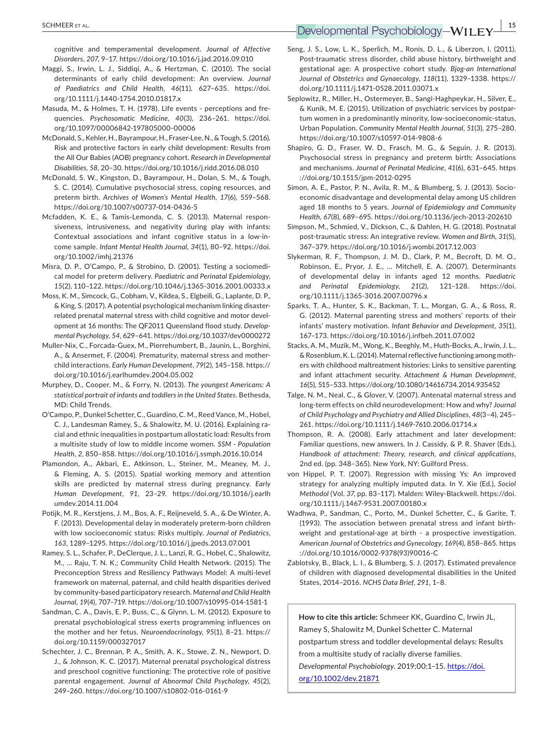cognitive and temperamental development. *Journal of Affective Disorders*, *207*, 9–17. https://doi.org/10.1016/j.jad.2016.09.010

Maggi, S., Irwin, L. J., Siddiqi, A., & Hertzman, C. (2010). The social determinants of early child development: An overview. *Journal of Paediatrics and Child Health*, *46*(11), 627–635. https://doi.org/10.1111/j.1440-1754.2010.01817.x

Masuda, M., & Holmes, T. H. (1978). Life events - perceptions and frequencies. *Psychosomatic Medicine*, *40*(3), 236–261. https://doi.org/10.1097/00006842-197805000-00006

McDonald, S., Kehler, H., Bayrampour, H., Fraser-Lee, N., & Tough, S. (2016). Risk and protective factors in early child development: Results from the All Our Babies (AOB) pregnancy cohort. *Research in Developmental Disabilities*, *58*, 20–30. https://doi.org/10.1016/j.ridd.2016.08.010

McDonald, S. W., Kingston, D., Bayrampour, H., Dolan, S. M., & Tough, S. C. (2014). Cumulative psychosocial stress, coping resources, and preterm birth. *Archives of Women's Mental Health*, *17*(6), 559–568. https://doi.org/10.1007/s00737-014-0436-5

Mcfadden, K. E., & Tamis-Lemonda, C. S. (2013). Maternal responsiveness, intrusiveness, and negativity during play with infants: Contextual associations and infant cognitive status in a low-income sample. *Infant Mental Health Journal*, *34*(1), 80–92. https://doi.org/10.1002/imhj.21376

Misra, D. P., O'Campo, P., & Strobino, D. (2001). Testing a sociomedical model for preterm delivery. *Paediatric and Perinatal Epidemiology*, *15*(2), 110–122. https://doi.org/10.1046/j.1365-3016.2001.00333.x

Moss, K. M., Simcock, G., Cobham, V., Kildea, S., Elgbeili, G., Laplante, D. P., & King, S. (2017). A potential psychological mechanism linking disaster-related prenatal maternal stress with child cognitive and motor development at 16 months: The QF2011 Queensland flood study. *Developmental Psychology*, *54*, 629–641. https://doi.org/10.1037/dev0000272

Muller-Nix, C., Forcada-Guex, M., Pierrehumbert, B., Jaunin, L., Borghini, A., & Ansermet, F. (2004). Prematurity, maternal stress and mother-child interactions. *Early Human Development*, *79*(2), 145–158. https://doi.org/10.1016/j.earlhumdev.2004.05.002

Murphey, D., Cooper, M., & Forry, N. (2013). *The youngest Americans: A statistical portrait of infants and toddlers in the United States*. Bethesda, MD: Child Trends.

O'Campo, P., Dunkel Schetter, C., Guardino, C. M., Reed Vance, M., Hobel, C. J., Landesman Ramey, S., & Shalowitz, M. U. (2016). Explaining racial and ethnic inequalities in postpartum allostatic load: Results from a multisite study of low to middle income women. *SSM - Population Health*, *2*, 850–858. https://doi.org/10.1016/j.ssmph.2016.10.014

Plamondon, A., Akbari, E., Atkinson, L., Steiner, M., Meaney, M. J., & Fleming, A. S. (2015). Spatial working memory and attention skills are predicted by maternal stress during pregnancy. *Early Human Development*, *91*, 23–29. https://doi.org/10.1016/j.earlhumdev.2014.11.004

Potijk, M. R., Kerstjens, J. M., Bos, A. F., Reijneveld, S. A., & De Winter, A. F. (2013). Developmental delay in moderately preterm-born children with low socioeconomic status: Risks multiply. *Journal of Pediatrics*, *163*, 1289–1295. https://doi.org/10.1016/j.jpeds.2013.07.001

Ramey, S. L., Schafer, P., DeClerque, J. L., Lanzi, R. G., Hobel, C., Shalowitz, M., … Raju, T. N. K.; Community Child Health Network. (2015). The Preconception Stress and Resiliency Pathways Model: A multi-level framework on maternal, paternal, and child health disparities derived by community-based participatory research. *Maternal and Child Health Journal*, *19*(4), 707–719. https://doi.org/10.1007/s10995-014-1581-1

Sandman, C. A., Davis, E. P., Buss, C., & Glynn, L. M. (2012). Exposure to prenatal psychobiological stress exerts programming influences on the mother and her fetus. *Neuroendocrinology*, *95*(1), 8–21. https://doi.org/10.1159/000327017

Schechter, J. C., Brennan, P. A., Smith, A. K., Stowe, Z. N., Newport, D. J., & Johnson, K. C. (2017). Maternal prenatal psychological distress and preschool cognitive functioning: The protective role of positive parental engagement. *Journal of Abnormal Child Psychology*, *45*(2), 249–260. https://doi.org/10.1007/s10802-016-0161-9

Seng, J. S., Low, L. K., Sperlich, M., Ronis, D. L., & Liberzon, I. (2011). Post-traumatic stress disorder, child abuse history, birthweight and gestational age: A prospective cohort study. *Bjog-an International Journal of Obstetrics and Gynaecology*, *118*(11), 1329–1338. https://doi.org/10.1111/j.1471-0528.2011.03071.x

Seplowitz, R., Miller, H., Ostermeyer, B., Sangi-Haghpeykar, H., Silver, E., & Kunik, M. E. (2015). Utilization of psychiatric services by postpartum women in a predominantly minority, low-socioeconomic-status, Urban Population. *Community Mental Health Journal*, *51*(3), 275–280. https://doi.org/10.1007/s10597-014-9808-6

Shapiro, G. D., Fraser, W. D., Frasch, M. G., & Seguin, J. R. (2013). Psychosocial stress in pregnancy and preterm birth: Associations and mechanisms. *Journal of Perinatal Medicine*, *41*(6), 631–645. https://doi.org/10.1515/jpm-2012-0295

Simon, A. E., Pastor, P. N., Avila, R. M., & Blumberg, S. J. (2013). Socioeconomic disadvantage and developmental delay among US children aged 18 months to 5 years. *Journal of Epidemiology and Community Health*, *67*(8), 689–695. https://doi.org/10.1136/jech-2013-202610

Simpson, M., Schmied, V., Dickson, C., & Dahlen, H. G. (2018). Postnatal post-traumatic stress: An integrative review. *Women and Birth*, *31*(5), 367–379. https://doi.org/10.1016/j.wombi.2017.12.003

Slykerman, R. F., Thompson, J. M. D., Clark, P. M., Becroft, D. M. O., Robinson, E., Pryor, J. E., … Mitchell, E. A. (2007). Determinants of developmental delay in infants aged 12 months. *Paediatric and Perinatal Epidemiology*, *21*(2), 121–128. https://doi.org/10.1111/j.1365-3016.2007.00796.x

Sparks, T. A., Hunter, S. K., Backman, T. L., Morgan, G. A., & Ross, R. G. (2012). Maternal parenting stress and mothers' reports of their infants' mastery motivation. *Infant Behavior and Development*, *35*(1), 167–173. https://doi.org/10.1016/j.infbeh.2011.07.002

Stacks, A. M., Muzik, M., Wong, K., Beeghly, M., Huth-Bocks, A., Irwin, J. L., & Rosenblum, K. L. (2014). Maternal reflective functioning among mothers with childhood maltreatment histories: Links to sensitive parenting and infant attachment security. *Attachment & Human Development*, *16*(5), 515–533. https://doi.org/10.1080/14616734.2014.935452

Talge, N. M., Neal, C., & Glover, V. (2007). Antenatal maternal stress and long-term effects on child neurodevelopment: How and why? *Journal of Child Psychology and Psychiatry and Allied Disciplines*, *48*(3–4), 245–261. https://doi.org/10.1111/j.1469-7610.2006.01714.x

Thompson, R. A. (2008). Early attachment and later development: Familiar questions, new answers. In J. Cassidy, & P. R. Shaver (Eds.), *Handbook of attachment: Theory, research, and clinical applications*, 2nd ed. (pp. 348–365). New York, NY: Guilford Press.

von Hippel, P. T. (2007). Regression with missing Ys: An improved strategy for analyzing multiply imputed data. In Y. Xie (Ed.), *Sociol Methodol* (Vol. *37*, pp. 83–117). Malden: Wiley-Blackwell. https://doi.org/10.1111/j.1467-9531.2007.00180.x

Wadhwa, P., Sandman, C., Porto, M., Dunkel Schetter, C., & Garite, T. (1993). The association between prenatal stress and infant birthweight and gestational-age at birth - a prospective investigation. *American Journal of Obstetrics and Gynecology*, *169*(4), 858–865. https://doi.org/10.1016/0002-9378(93)90016-C

Zablotsky, B., Black, L. I., & Blumberg, S. J. (2017). Estimated prevalence of children with diagnosed developmental disabilities in the United States, 2014–2016. *NCHS Data Brief*, *291*, 1–8.

**How to cite this article:** Schmeer KK, Guardino C, Irwin JL, Ramey S, Shalowitz M, Dunkel Schetter C. Maternal postpartum stress and toddler developmental delays: Results from a multisite study of racially diverse families. *Developmental Psychobiology*. 2019;00:1–15. https://doi.org/10.1002/dev.21871